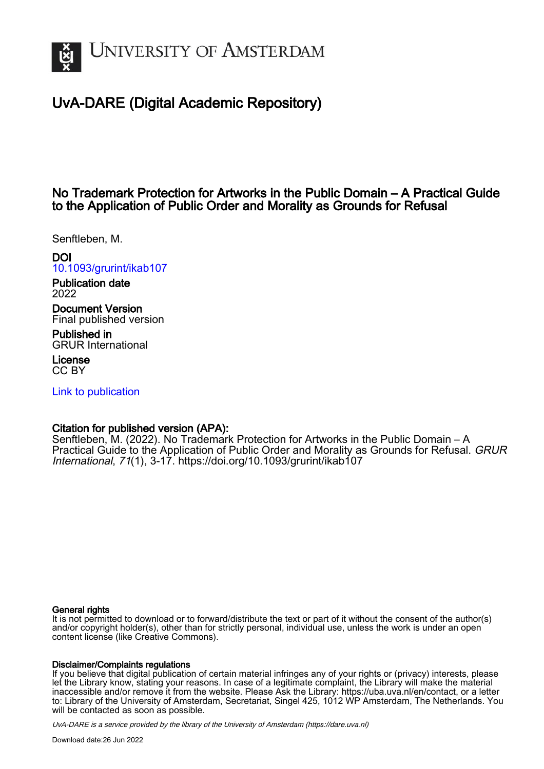UNIVERSITY OF AMSTERDAM

# UvA-DARE (Digital Academic Repository)

## No Trademark Protection for Artworks in the Public Domain – A Practical Guide to the Application of Public Order and Morality as Grounds for Refusal

Senftleben, M.

**DOI**
10.1093/grurint/ikab107

**Publication date**
2022

**Document Version**
Final published version

**Published in**
GRUR International

**License**
CC BY

Link to publication

**Citation for published version (APA):**
Senftleben, M. (2022). No Trademark Protection for Artworks in the Public Domain – A Practical Guide to the Application of Public Order and Morality as Grounds for Refusal. *GRUR International*, *71*(1), 3-17. https://doi.org/10.1093/grurint/ikab107

**General rights**
It is not permitted to download or to forward/distribute the text or part of it without the consent of the author(s) and/or copyright holder(s), other than for strictly personal, individual use, unless the work is under an open content license (like Creative Commons).

**Disclaimer/Complaints regulations**
If you believe that digital publication of certain material infringes any of your rights or (privacy) interests, please let the Library know, stating your reasons. In case of a legitimate complaint, the Library will make the material inaccessible and/or remove it from the website. Please Ask the Library: https://uba.uva.nl/en/contact, or a letter to: Library of the University of Amsterdam, Secretariat, Singel 425, 1012 WP Amsterdam, The Netherlands. You will be contacted as soon as possible.

*UvA-DARE is a service provided by the library of the University of Amsterdam (https://dare.uva.nl)*

Download date:26 Jun 2022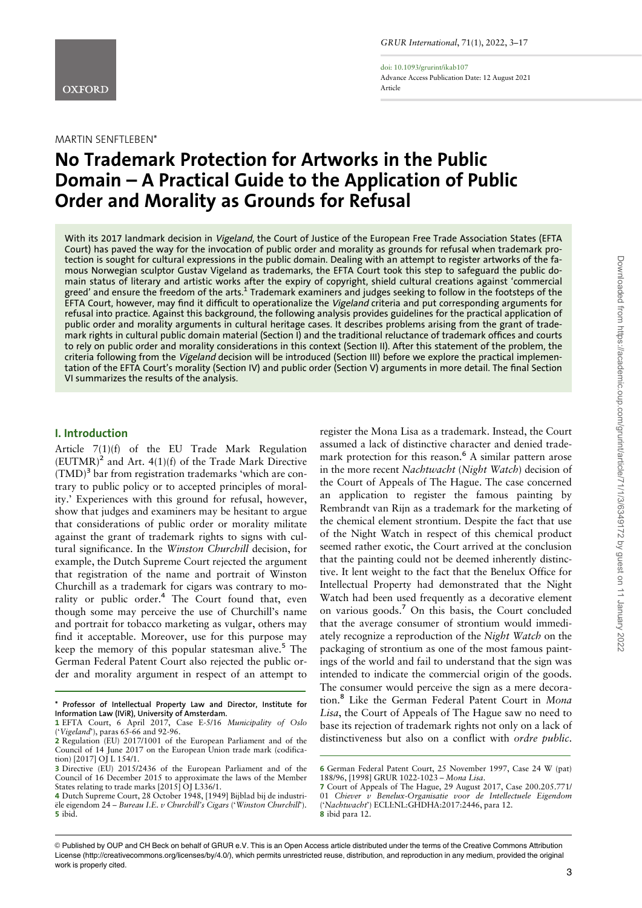MARTIN SENFTLEBEN*

# No Trademark Protection for Artworks in the Public Domain – A Practical Guide to the Application of Public Order and Morality as Grounds for Refusal

With its 2017 landmark decision in *Vigeland*, the Court of Justice of the European Free Trade Association States (EFTA Court) has paved the way for the invocation of public order and morality as grounds for refusal when trademark protection is sought for cultural expressions in the public domain. Dealing with an attempt to register artworks of the famous Norwegian sculptor Gustav Vigeland as trademarks, the EFTA Court took this step to safeguard the public domain status of literary and artistic works after the expiry of copyright, shield cultural creations against 'commercial greed' and ensure the freedom of the arts.[1] Trademark examiners and judges seeking to follow in the footsteps of the EFTA Court, however, may find it difficult to operationalize the *Vigeland* criteria and put corresponding arguments for refusal into practice. Against this background, the following analysis provides guidelines for the practical application of public order and morality arguments in cultural heritage cases. It describes problems arising from the grant of trademark rights in cultural public domain material (Section I) and the traditional reluctance of trademark offices and courts to rely on public order and morality considerations in this context (Section II). After this statement of the problem, the criteria following from the *Vigeland* decision will be introduced (Section III) before we explore the practical implementation of the EFTA Court's morality (Section IV) and public order (Section V) arguments in more detail. The final Section VI summarizes the results of the analysis.

## I. Introduction

Article 7(1)(f) of the EU Trade Mark Regulation (EUTMR)[2] and Art. 4(1)(f) of the Trade Mark Directive (TMD)[3] bar from registration trademarks 'which are contrary to public policy or to accepted principles of morality.' Experiences with this ground for refusal, however, show that judges and examiners may be hesitant to argue that considerations of public order or morality militate against the grant of trademark rights to signs with cultural significance. In the *Winston Churchill* decision, for example, the Dutch Supreme Court rejected the argument that registration of the name and portrait of Winston Churchill as a trademark for cigars was contrary to morality or public order.[4] The Court found that, even though some may perceive the use of Churchill's name and portrait for tobacco marketing as vulgar, others may find it acceptable. Moreover, use for this purpose may keep the memory of this popular statesman alive.[5] The German Federal Patent Court also rejected the public order and morality argument in respect of an attempt to register the Mona Lisa as a trademark. Instead, the Court assumed a lack of distinctive character and denied trademark protection for this reason.[6] A similar pattern arose in the more recent *Nachtwacht* (*Night Watch*) decision of the Court of Appeals of The Hague. The case concerned an application to register the famous painting by Rembrandt van Rijn as a trademark for the marketing of the chemical element strontium. Despite the fact that use of the Night Watch in respect of this chemical product seemed rather exotic, the Court arrived at the conclusion that the painting could not be deemed inherently distinctive. It lent weight to the fact that the Benelux Office for Intellectual Property had demonstrated that the Night Watch had been used frequently as a decorative element on various goods.[7] On this basis, the Court concluded that the average consumer of strontium would immediately recognize a reproduction of the *Night Watch* on the packaging of strontium as one of the most famous paintings of the world and fail to understand that the sign was intended to indicate the commercial origin of the goods. The consumer would perceive the sign as a mere decoration.[8] Like the German Federal Patent Court in *Mona Lisa*, the Court of Appeals of The Hague saw no need to base its rejection of trademark rights not only on a lack of distinctiveness but also on a conflict with *ordre public*.

---

\* **Professor of Intellectual Property Law and Director, Institute for Information Law (IViR), University of Amsterdam.**

1 EFTA Court, 6 April 2017, Case E-5/16 *Municipality of Oslo* ('*Vigeland*'), paras 65-66 and 92-96.

2 Regulation (EU) 2017/1001 of the European Parliament and of the Council of 14 June 2017 on the European Union trade mark (codification) [2017] OJ L 154/1.

3 Directive (EU) 2015/2436 of the European Parliament and of the Council of 16 December 2015 to approximate the laws of the Member States relating to trade marks [2015] OJ L336/1.

4 Dutch Supreme Court, 28 October 1948, [1949] Bijblad bij de industriële eigendom 24 – *Bureau I.E. v Churchill's Cigars* ('*Winston Churchill*').

5 ibid.

6 German Federal Patent Court, 25 November 1997, Case 24 W (pat) 188/96, [1998] GRUR 1022-1023 – *Mona Lisa*.

7 Court of Appeals of The Hague, 29 August 2017, Case 200.205.771/01 *Chiever v Benelux-Organisatie voor de Intellectuele Eigendom* ('*Nachtwacht*') ECLI:NL:GHDHA:2017:2446, para 12.

8 ibid para 12.

© Published by OUP and CH Beck on behalf of GRUR e.V. This is an Open Access article distributed under the terms of the Creative Commons Attribution License (http://creativecommons.org/licenses/by/4.0/), which permits unrestricted reuse, distribution, and reproduction in any medium, provided the original work is properly cited.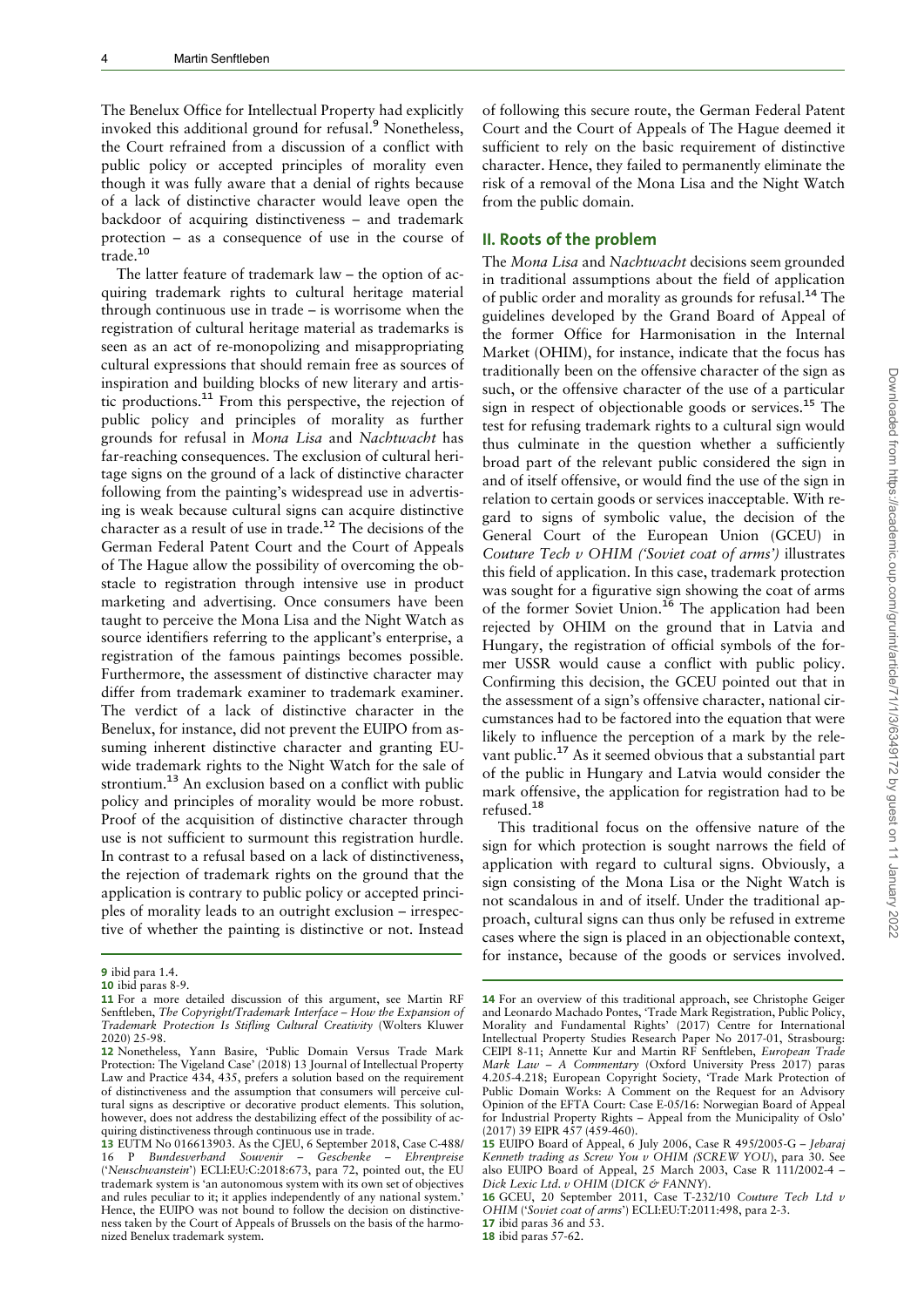The Benelux Office for Intellectual Property had explicitly invoked this additional ground for refusal.[9] Nonetheless, the Court refrained from a discussion of a conflict with public policy or accepted principles of morality even though it was fully aware that a denial of rights because of a lack of distinctive character would leave open the backdoor of acquiring distinctiveness – and trademark protection – as a consequence of use in the course of trade.[10]

The latter feature of trademark law – the option of acquiring trademark rights to cultural heritage material through continuous use in trade – is worrisome when the registration of cultural heritage material as trademarks is seen as an act of re-monopolizing and misappropriating cultural expressions that should remain free as sources of inspiration and building blocks of new literary and artistic productions.[11] From this perspective, the rejection of public policy and principles of morality as further grounds for refusal in *Mona Lisa* and *Nachtwacht* has far-reaching consequences. The exclusion of cultural heritage signs on the ground of a lack of distinctive character following from the painting's widespread use in advertising is weak because cultural signs can acquire distinctive character as a result of use in trade.[12] The decisions of the German Federal Patent Court and the Court of Appeals of The Hague allow the possibility of overcoming the obstacle to registration through intensive use in product marketing and advertising. Once consumers have been taught to perceive the Mona Lisa and the Night Watch as source identifiers referring to the applicant's enterprise, a registration of the famous paintings becomes possible. Furthermore, the assessment of distinctive character may differ from trademark examiner to trademark examiner. The verdict of a lack of distinctive character in the Benelux, for instance, did not prevent the EUIPO from assuming inherent distinctive character and granting EU-wide trademark rights to the Night Watch for the sale of strontium.[13] An exclusion based on a conflict with public policy and principles of morality would be more robust. Proof of the acquisition of distinctive character through use is not sufficient to surmount this registration hurdle. In contrast to a refusal based on a lack of distinctiveness, the rejection of trademark rights on the ground that the application is contrary to public policy or accepted principles of morality leads to an outright exclusion – irrespective of whether the painting is distinctive or not. Instead of following this secure route, the German Federal Patent Court and the Court of Appeals of The Hague deemed it sufficient to rely on the basic requirement of distinctive character. Hence, they failed to permanently eliminate the risk of a removal of the Mona Lisa and the Night Watch from the public domain.

## II. Roots of the problem

The *Mona Lisa* and *Nachtwacht* decisions seem grounded in traditional assumptions about the field of application of public order and morality as grounds for refusal.[14] The guidelines developed by the Grand Board of Appeal of the former Office for Harmonisation in the Internal Market (OHIM), for instance, indicate that the focus has traditionally been on the offensive character of the sign as such, or the offensive character of the use of a particular sign in respect of objectionable goods or services.[15] The test for refusing trademark rights to a cultural sign would thus culminate in the question whether a sufficiently broad part of the relevant public considered the sign in and of itself offensive, or would find the use of the sign in relation to certain goods or services inacceptable. With regard to signs of symbolic value, the decision of the General Court of the European Union (GCEU) in *Couture Tech v OHIM ('Soviet coat of arms')* illustrates this field of application. In this case, trademark protection was sought for a figurative sign showing the coat of arms of the former Soviet Union.[16] The application had been rejected by OHIM on the ground that in Latvia and Hungary, the registration of official symbols of the former USSR would cause a conflict with public policy. Confirming this decision, the GCEU pointed out that in the assessment of a sign's offensive character, national circumstances had to be factored into the equation that were likely to influence the perception of a mark by the relevant public.[17] As it seemed obvious that a substantial part of the public in Hungary and Latvia would consider the mark offensive, the application for registration had to be refused.[18]

This traditional focus on the offensive nature of the sign for which protection is sought narrows the field of application with regard to cultural signs. Obviously, a sign consisting of the Mona Lisa or the Night Watch is not scandalous in and of itself. Under the traditional approach, cultural signs can thus only be refused in extreme cases where the sign is placed in an objectionable context, for instance, because of the goods or services involved.

---

[9] ibid para 1.4.

[10] ibid paras 8-9.

[11] For a more detailed discussion of this argument, see Martin RF Senftleben, *The Copyright/Trademark Interface – How the Expansion of Trademark Protection Is Stifling Cultural Creativity* (Wolters Kluwer 2020) 25-98.

[12] Nonetheless, Yann Basire, 'Public Domain Versus Trade Mark Protection: The Vigeland Case' (2018) 13 Journal of Intellectual Property Law and Practice 434, 435, prefers a solution based on the requirement of distinctiveness and the assumption that consumers will perceive cultural signs as descriptive or decorative product elements. This solution, however, does not address the destabilizing effect of the possibility of acquiring distinctiveness through continuous use in trade.

[13] EUTM No 016613903. As the CJEU, 6 September 2018, Case C-488/16 P *Bundesverband Souvenir – Geschenke – Ehrenpreise* ('*Neuschwanstein*') ECLI:EU:C:2018:673, para 72, pointed out, the EU trademark system is 'an autonomous system with its own set of objectives and rules peculiar to it; it applies independently of any national system.' Hence, the EUIPO was not bound to follow the decision on distinctiveness taken by the Court of Appeals of Brussels on the basis of the harmonized Benelux trademark system.

[14] For an overview of this traditional approach, see Christophe Geiger and Leonardo Machado Pontes, 'Trade Mark Registration, Public Policy, Morality and Fundamental Rights' (2017) Centre for International Intellectual Property Studies Research Paper No 2017-01, Strasbourg: CEIPI 8-11; Annette Kur and Martin RF Senftleben, *European Trade Mark Law – A Commentary* (Oxford University Press 2017) paras 4.205-4.218; European Copyright Society, 'Trade Mark Protection of Public Domain Works: A Comment on the Request for an Advisory Opinion of the EFTA Court: Case E-05/16: Norwegian Board of Appeal for Industrial Property Rights – Appeal from the Municipality of Oslo' (2017) 39 EIPR 457 (459-460).

[15] EUIPO Board of Appeal, 6 July 2006, Case R 495/2005-G – *Jebaraj Kenneth trading as Screw You v OHIM (SCREW YOU)*, para 30. See also EUIPO Board of Appeal, 25 March 2003, Case R 111/2002-4 – *Dick Lexic Ltd. v OHIM (DICK & FANNY)*.

[16] GCEU, 20 September 2011, Case T-232/10 *Couture Tech Ltd v OHIM ('Soviet coat of arms')* ECLI:EU:T:2011:498, para 2-3.

[17] ibid paras 36 and 53.

[18] ibid paras 57-62.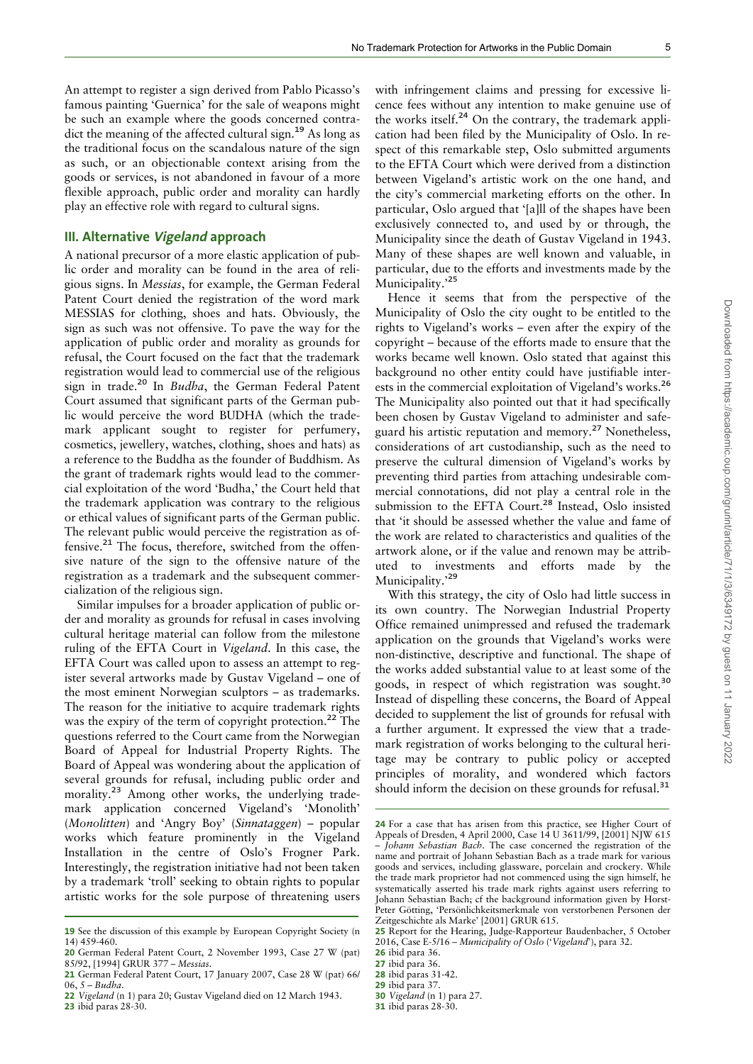An attempt to register a sign derived from Pablo Picasso's famous painting 'Guernica' for the sale of weapons might be such an example where the goods concerned contradict the meaning of the affected cultural sign.[19] As long as the traditional focus on the scandalous nature of the sign as such, or an objectionable context arising from the goods or services, is not abandoned in favour of a more flexible approach, public order and morality can hardly play an effective role with regard to cultural signs.

## III. Alternative *Vigeland* approach

A national precursor of a more elastic application of public order and morality can be found in the area of religious signs. In *Messias*, for example, the German Federal Patent Court denied the registration of the word mark MESSIAS for clothing, shoes and hats. Obviously, the sign as such was not offensive. To pave the way for the application of public order and morality as grounds for refusal, the Court focused on the fact that the trademark registration would lead to commercial use of the religious sign in trade.[20] In *Budha*, the German Federal Patent Court assumed that significant parts of the German public would perceive the word BUDHA (which the trademark applicant sought to register for perfumery, cosmetics, jewellery, watches, clothing, shoes and hats) as a reference to the Buddha as the founder of Buddhism. As the grant of trademark rights would lead to the commercial exploitation of the word 'Budha,' the Court held that the trademark application was contrary to the religious or ethical values of significant parts of the German public. The relevant public would perceive the registration as offensive.[21] The focus, therefore, switched from the offensive nature of the sign to the offensive nature of the registration as a trademark and the subsequent commercialization of the religious sign.

Similar impulses for a broader application of public order and morality as grounds for refusal in cases involving cultural heritage material can follow from the milestone ruling of the EFTA Court in *Vigeland*. In this case, the EFTA Court was called upon to assess an attempt to register several artworks made by Gustav Vigeland – one of the most eminent Norwegian sculptors – as trademarks. The reason for the initiative to acquire trademark rights was the expiry of the term of copyright protection.[22] The questions referred to the Court came from the Norwegian Board of Appeal for Industrial Property Rights. The Board of Appeal was wondering about the application of several grounds for refusal, including public order and morality.[23] Among other works, the underlying trademark application concerned Vigeland's 'Monolith' (*Monolitten*) and 'Angry Boy' (*Sinnataggen*) – popular works which feature prominently in the Vigeland Installation in the centre of Oslo's Frogner Park. Interestingly, the registration initiative had not been taken by a trademark 'troll' seeking to obtain rights to popular artistic works for the sole purpose of threatening users with infringement claims and pressing for excessive licence fees without any intention to make genuine use of the works itself.[24] On the contrary, the trademark application had been filed by the Municipality of Oslo. In respect of this remarkable step, Oslo submitted arguments to the EFTA Court which were derived from a distinction between Vigeland's artistic work on the one hand, and the city's commercial marketing efforts on the other. In particular, Oslo argued that '[a]ll of the shapes have been exclusively connected to, and used by or through, the Municipality since the death of Gustav Vigeland in 1943. Many of these shapes are well known and valuable, in particular, due to the efforts and investments made by the Municipality.'[25]

Hence it seems that from the perspective of the Municipality of Oslo the city ought to be entitled to the rights to Vigeland's works – even after the expiry of the copyright – because of the efforts made to ensure that the works became well known. Oslo stated that against this background no other entity could have justifiable interests in the commercial exploitation of Vigeland's works.[26] The Municipality also pointed out that it had specifically been chosen by Gustav Vigeland to administer and safeguard his artistic reputation and memory.[27] Nonetheless, considerations of art custodianship, such as the need to preserve the cultural dimension of Vigeland's works by preventing third parties from attaching undesirable commercial connotations, did not play a central role in the submission to the EFTA Court.[28] Instead, Oslo insisted that 'it should be assessed whether the value and fame of the work are related to characteristics and qualities of the artwork alone, or if the value and renown may be attributed to investments and efforts made by the Municipality.'[29]

With this strategy, the city of Oslo had little success in its own country. The Norwegian Industrial Property Office remained unimpressed and refused the trademark application on the grounds that Vigeland's works were non-distinctive, descriptive and functional. The shape of the works added substantial value to at least some of the goods, in respect of which registration was sought.[30] Instead of dispelling these concerns, the Board of Appeal decided to supplement the list of grounds for refusal with a further argument. It expressed the view that a trademark registration of works belonging to the cultural heritage may be contrary to public policy or accepted principles of morality, and wondered which factors should inform the decision on these grounds for refusal.[31]

---

19 See the discussion of this example by European Copyright Society (n 14) 459-460.

20 German Federal Patent Court, 2 November 1993, Case 27 W (pat) 85/92, [1994] GRUR 377 – *Messias*.

21 German Federal Patent Court, 17 January 2007, Case 28 W (pat) 66/06, 5 – *Budha*.

22 *Vigeland* (n 1) para 20; Gustav Vigeland died on 12 March 1943.

23 ibid paras 28-30.

24 For a case that has arisen from this practice, see Higher Court of Appeals of Dresden, 4 April 2000, Case 14 U 3611/99, [2001] NJW 615 – *Johann Sebastian Bach*. The case concerned the registration of the name and portrait of Johann Sebastian Bach as a trade mark for various goods and services, including glassware, porcelain and crockery. While the trade mark proprietor had not commenced using the sign himself, he systematically asserted his trade mark rights against users referring to Johann Sebastian Bach; cf the background information given by Horst-Peter Götting, 'Persönlichkeitsmerkmale von verstorbenen Personen der Zeitgeschichte als Marke' [2001] GRUR 615.

25 Report for the Hearing, Judge-Rapporteur Baudenbacher, 5 October 2016, Case E-5/16 – *Municipality of Oslo* ('*Vigeland*'), para 32.

26 ibid para 36.

27 ibid para 36.

28 ibid paras 31-42.

29 ibid para 37.

30 *Vigeland* (n 1) para 27.

31 ibid paras 28-30.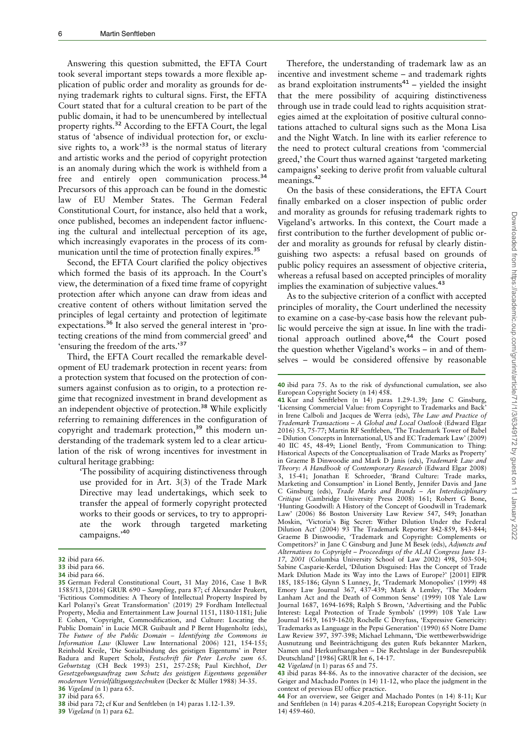Answering this question submitted, the EFTA Court took several important steps towards a more flexible application of public order and morality as grounds for denying trademark rights to cultural signs. First, the EFTA Court stated that for a cultural creation to be part of the public domain, it had to be unencumbered by intellectual property rights.[32] According to the EFTA Court, the legal status of 'absence of individual protection for, or exclusive rights to, a work'[33] is the normal status of literary and artistic works and the period of copyright protection is an anomaly during which the work is withheld from a free and entirely open communication process.[34] Precursors of this approach can be found in the domestic law of EU Member States. The German Federal Constitutional Court, for instance, also held that a work, once published, becomes an independent factor influencing the cultural and intellectual perception of its age, which increasingly evaporates in the process of its communication until the time of protection finally expires.[35]

Second, the EFTA Court clarified the policy objectives which formed the basis of its approach. In the Court's view, the determination of a fixed time frame of copyright protection after which anyone can draw from ideas and creative content of others without limitation served the principles of legal certainty and protection of legitimate expectations.[36] It also served the general interest in 'protecting creations of the mind from commercial greed' and 'ensuring the freedom of the arts.'[37]

Third, the EFTA Court recalled the remarkable development of EU trademark protection in recent years: from a protection system that focused on the protection of consumers against confusion as to origin, to a protection regime that recognized investment in brand development as an independent objective of protection.[38] While explicitly referring to remaining differences in the configuration of copyright and trademark protection,[39] this modern understanding of the trademark system led to a clear articulation of the risk of wrong incentives for investment in cultural heritage grabbing:

> 'The possibility of acquiring distinctiveness through use provided for in Art. 3(3) of the Trade Mark Directive may lead undertakings, which seek to transfer the appeal of formerly copyright protected works to their goods or services, to try to appropriate the work through targeted marketing campaigns.'[40]

Therefore, the understanding of trademark law as an incentive and investment scheme – and trademark rights as brand exploitation instruments[41] – yielded the insight that the mere possibility of acquiring distinctiveness through use in trade could lead to rights acquisition strategies aimed at the exploitation of positive cultural connotations attached to cultural signs such as the Mona Lisa and the Night Watch. In line with its earlier reference to the need to protect cultural creations from 'commercial greed,' the Court thus warned against 'targeted marketing campaigns' seeking to derive profit from valuable cultural meanings.[42]

On the basis of these considerations, the EFTA Court finally embarked on a closer inspection of public order and morality as grounds for refusing trademark rights to Vigeland's artworks. In this context, the Court made a first contribution to the further development of public order and morality as grounds for refusal by clearly distinguishing two aspects: a refusal based on grounds of public policy requires an assessment of objective criteria, whereas a refusal based on accepted principles of morality implies the examination of subjective values.[43]

As to the subjective criterion of a conflict with accepted principles of morality, the Court underlined the necessity to examine on a case-by-case basis how the relevant public would perceive the sign at issue. In line with the traditional approach outlined above,[44] the Court posed the question whether Vigeland's works – in and of themselves – would be considered offensive by reasonable

---

32 ibid para 66.

33 ibid para 66.

34 ibid para 66.

35 German Federal Constitutional Court, 31 May 2016, Case 1 BvR 1585/13, [2016] GRUR 690 – *Sampling*, para 87; cf Alexander Peukert, 'Fictitious Commodities: A Theory of Intellectual Property Inspired by Karl Polanyi's Great Transformation' (2019) 29 Fordham Intellectual Property, Media and Entertainment Law Journal 1151, 1180-1181; Julie E Cohen, 'Copyright, Commodification, and Culture: Locating the Public Domain' in Lucie MCR Guibault and P Bernt Hugenholtz (eds), *The Future of the Public Domain – Identifying the Commons in Information Law* (Kluwer Law International 2006) 121, 154-155; Reinhold Kreile, 'Die Sozialbindung des geistigen Eigentums' in Peter Badura and Rupert Scholz, *Festschrift für Peter Lerche zum 65. Geburtstag* (CH Beck 1993) 251, 257-258; Paul Kirchhof, *Der Gesetzgebungsauftrag zum Schutz des geistigen Eigentums gegenüber modernen Vervielfältigungstechniken* (Decker & Müller 1988) 34-35.

36 *Vigeland* (n 1) para 65.

37 ibid para 65.

38 ibid para 72; cf Kur and Senftleben (n 14) paras 1.12-1.39.

39 *Vigeland* (n 1) para 62.

40 ibid para 75. As to the risk of dysfunctional cumulation, see also European Copyright Society (n 14) 458.

41 Kur and Senftleben (n 14) paras 1.29-1.39; Jane C Ginsburg, 'Licensing Commercial Value: from Copyright to Trademarks and Back' in Irene Calboli and Jacques de Werra (eds), *The Law and Practice of Trademark Transactions – A Global and Local Outlook* (Edward Elgar 2016) 53, 75-77; Martin RF Senftleben, 'The Trademark Tower of Babel – Dilution Concepts in International, US and EC Trademark Law' (2009) 40 IIC 45, 48-49; Lionel Bently, 'From Communication to Thing: Historical Aspects of the Conceptualisation of Trade Marks as Property' in Graeme B Dinwoodie and Mark D Janis (eds), *Trademark Law and Theory: A Handbook of Contemporary Research* (Edward Elgar 2008) 3, 15-41; Jonathan E Schroeder, 'Brand Culture: Trade marks, Marketing and Consumption' in Lionel Bently, Jennifer Davis and Jane C Ginsburg (eds), *Trade Marks and Brands – An Interdisciplinary Critique* (Cambridge University Press 2008) 161; Robert G Bone, 'Hunting Goodwill: A History of the Concept of Goodwill in Trademark Law' (2006) 86 Boston University Law Review 547, 549; Jonathan Moskin, 'Victoria's Big Secret: Wither Dilution Under the Federal Dilution Act' (2004) 93 The Trademark Reporter 842-859, 843-844; Graeme B Dinwoodie, 'Trademark and Copyright: Complements or Competitors?' in Jane C Ginsburg and June M Besek (eds), *Adjuncts and Alternatives to Copyright – Proceedings of the ALAI Congress June 13-17, 2001* (Columbia University School of Law 2002) 498, 503-504; Sabine Casparie-Kerdel, 'Dilution Disguised: Has the Concept of Trade Mark Dilution Made its Way into the Laws of Europe?' [2001] EIPR 185, 185-186; Glynn S Lunney, Jr, 'Trademark Monopolies' (1999) 48 Emory Law Journal 367, 437-439; Mark A Lemley, 'The Modern Lanham Act and the Death of Common Sense' (1999) 108 Yale Law Journal 1687, 1694-1698; Ralph S Brown, 'Advertising and the Public Interest: Legal Protection of Trade Symbols' (1999) 108 Yale Law Journal 1619, 1619-1620; Rochelle C Dreyfuss, 'Expressive Genericity: Trademarks as Language in the Pepsi Generation' (1990) 65 Notre Dame Law Review 397, 397-398; Michael Lehmann, 'Die wettbewerbswidrige Ausnutzung und Beeinträchtigung des guten Rufs bekannter Marken, Namen und Herkunftsangaben – Die Rechtslage in der Bundesrepublik Deutschland' [1986] GRUR Int 6, 14-17.

42 *Vigeland* (n 1) paras 65 and 75.

43 ibid paras 84-86. As to the innovative character of the decision, see Geiger and Machado Pontes (n 14) 11-12, who place the judgment in the context of previous EU office practice.

44 For an overview, see Geiger and Machado Pontes (n 14) 8-11; Kur and Senftleben (n 14) paras 4.205-4.218; European Copyright Society (n 14) 459-460.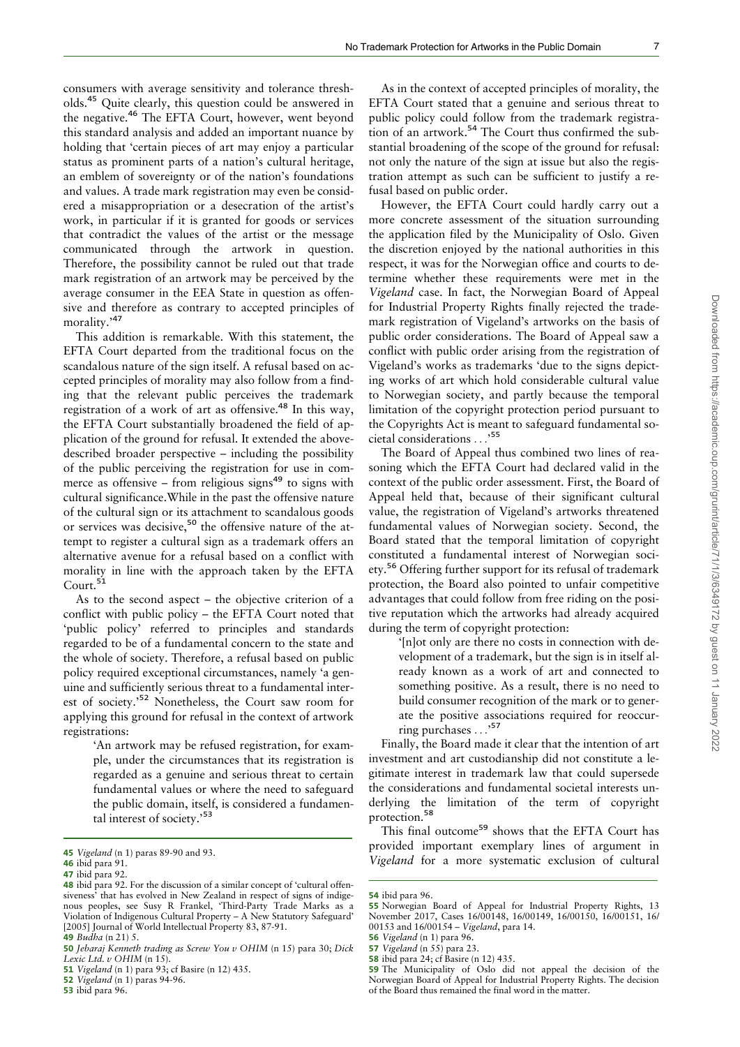consumers with average sensitivity and tolerance thresholds.[45] Quite clearly, this question could be answered in the negative.[46] The EFTA Court, however, went beyond this standard analysis and added an important nuance by holding that 'certain pieces of art may enjoy a particular status as prominent parts of a nation's cultural heritage, an emblem of sovereignty or of the nation's foundations and values. A trade mark registration may even be considered a misappropriation or a desecration of the artist's work, in particular if it is granted for goods or services that contradict the values of the artist or the message communicated through the artwork in question. Therefore, the possibility cannot be ruled out that trade mark registration of an artwork may be perceived by the average consumer in the EEA State in question as offensive and therefore as contrary to accepted principles of morality.'[47]

This addition is remarkable. With this statement, the EFTA Court departed from the traditional focus on the scandalous nature of the sign itself. A refusal based on accepted principles of morality may also follow from a finding that the relevant public perceives the trademark registration of a work of art as offensive.[48] In this way, the EFTA Court substantially broadened the field of application of the ground for refusal. It extended the above-described broader perspective – including the possibility of the public perceiving the registration for use in commerce as offensive – from religious signs[49] to signs with cultural significance. While in the past the offensive nature of the cultural sign or its attachment to scandalous goods or services was decisive,[50] the offensive nature of the attempt to register a cultural sign as a trademark offers an alternative avenue for a refusal based on a conflict with morality in line with the approach taken by the EFTA Court.[51]

As to the second aspect – the objective criterion of a conflict with public policy – the EFTA Court noted that 'public policy' referred to principles and standards regarded to be of a fundamental concern to the state and the whole of society. Therefore, a refusal based on public policy required exceptional circumstances, namely 'a genuine and sufficiently serious threat to a fundamental interest of society.'[52] Nonetheless, the Court saw room for applying this ground for refusal in the context of artwork registrations:

> 'An artwork may be refused registration, for example, under the circumstances that its registration is regarded as a genuine and serious threat to certain fundamental values or where the need to safeguard the public domain, itself, is considered a fundamental interest of society.'[53]

As in the context of accepted principles of morality, the EFTA Court stated that a genuine and serious threat to public policy could follow from the trademark registration of an artwork.[54] The Court thus confirmed the substantial broadening of the scope of the ground for refusal: not only the nature of the sign at issue but also the registration attempt as such can be sufficient to justify a refusal based on public order.

However, the EFTA Court could hardly carry out a more concrete assessment of the situation surrounding the application filed by the Municipality of Oslo. Given the discretion enjoyed by the national authorities in this respect, it was for the Norwegian office and courts to determine whether these requirements were met in the *Vigeland* case. In fact, the Norwegian Board of Appeal for Industrial Property Rights finally rejected the trademark registration of Vigeland's artworks on the basis of public order considerations. The Board of Appeal saw a conflict with public order arising from the registration of Vigeland's works as trademarks 'due to the signs depicting works of art which hold considerable cultural value to Norwegian society, and partly because the temporal limitation of the copyright protection period pursuant to the Copyrights Act is meant to safeguard fundamental societal considerations . . .'[55]

The Board of Appeal thus combined two lines of reasoning which the EFTA Court had declared valid in the context of the public order assessment. First, the Board of Appeal held that, because of their significant cultural value, the registration of Vigeland's artworks threatened fundamental values of Norwegian society. Second, the Board stated that the temporal limitation of copyright constituted a fundamental interest of Norwegian society.[56] Offering further support for its refusal of trademark protection, the Board also pointed to unfair competitive advantages that could follow from free riding on the positive reputation which the artworks had already acquired during the term of copyright protection:

> '[n]ot only are there no costs in connection with development of a trademark, but the sign is in itself already known as a work of art and connected to something positive. As a result, there is no need to build consumer recognition of the mark or to generate the positive associations required for reoccurring purchases . . .'[57]

Finally, the Board made it clear that the intention of art investment and art custodianship did not constitute a legitimate interest in trademark law that could supersede the considerations and fundamental societal interests underlying the limitation of the term of copyright protection.[58]

This final outcome[59] shows that the EFTA Court has provided important exemplary lines of argument in *Vigeland* for a more systematic exclusion of cultural

---

45 *Vigeland* (n 1) paras 89-90 and 93.

46 ibid para 91.

47 ibid para 92.

48 ibid para 92. For the discussion of a similar concept of 'cultural offensiveness' that has evolved in New Zealand in respect of signs of indigenous peoples, see Susy R Frankel, 'Third-Party Trade Marks as a Violation of Indigenous Cultural Property – A New Statutory Safeguard' [2005] Journal of World Intellectual Property 83, 87-91.

49 *Budha* (n 21) 5.

50 *Jebaraj Kenneth trading as Screw You v OHIM* (n 15) para 30; *Dick Lexic Ltd. v OHIM* (n 15).

51 *Vigeland* (n 1) para 93; cf Basire (n 12) 435.

52 *Vigeland* (n 1) paras 94-96.

53 ibid para 96.

54 ibid para 96.

55 Norwegian Board of Appeal for Industrial Property Rights, 13 November 2017, Cases 16/00148, 16/00149, 16/00150, 16/00151, 16/00153 and 16/00154 – *Vigeland*, para 14.

56 *Vigeland* (n 1) para 96.

57 *Vigeland* (n 55) para 23.

58 ibid para 24; cf Basire (n 12) 435.

59 The Municipality of Oslo did not appeal the decision of the Norwegian Board of Appeal for Industrial Property Rights. The decision of the Board thus remained the final word in the matter.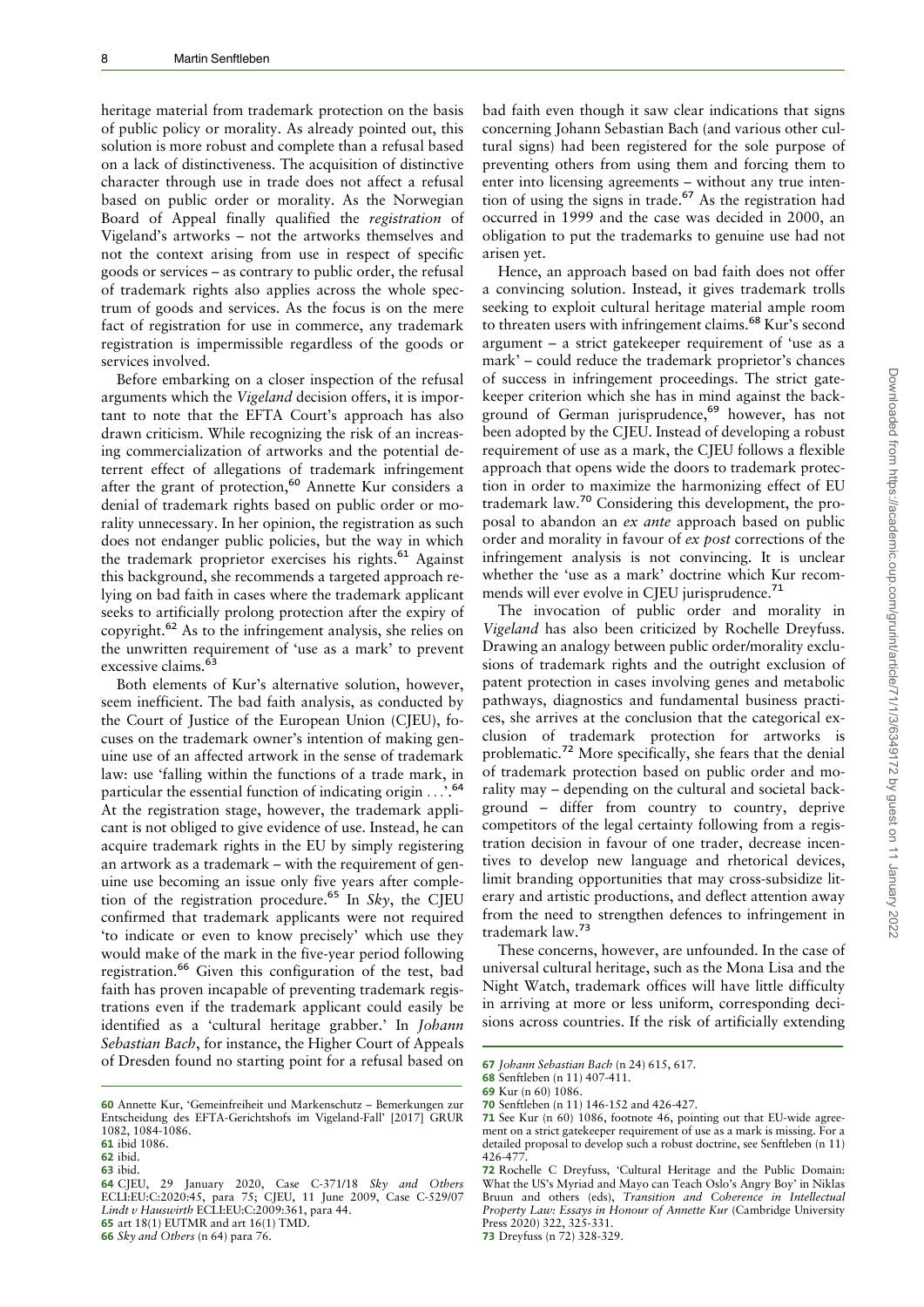heritage material from trademark protection on the basis of public policy or morality. As already pointed out, this solution is more robust and complete than a refusal based on a lack of distinctiveness. The acquisition of distinctive character through use in trade does not affect a refusal based on public order or morality. As the Norwegian Board of Appeal finally qualified the *registration* of Vigeland's artworks – not the artworks themselves and not the context arising from use in respect of specific goods or services – as contrary to public order, the refusal of trademark rights also applies across the whole spectrum of goods and services. As the focus is on the mere fact of registration for use in commerce, any trademark registration is impermissible regardless of the goods or services involved.

Before embarking on a closer inspection of the refusal arguments which the *Vigeland* decision offers, it is important to note that the EFTA Court's approach has also drawn criticism. While recognizing the risk of an increasing commercialization of artworks and the potential deterrent effect of allegations of trademark infringement after the grant of protection,[60] Annette Kur considers a denial of trademark rights based on public order or morality unnecessary. In her opinion, the registration as such does not endanger public policies, but the way in which the trademark proprietor exercises his rights.[61] Against this background, she recommends a targeted approach relying on bad faith in cases where the trademark applicant seeks to artificially prolong protection after the expiry of copyright.[62] As to the infringement analysis, she relies on the unwritten requirement of 'use as a mark' to prevent excessive claims.[63]

Both elements of Kur's alternative solution, however, seem inefficient. The bad faith analysis, as conducted by the Court of Justice of the European Union (CJEU), focuses on the trademark owner's intention of making genuine use of an affected artwork in the sense of trademark law: use 'falling within the functions of a trade mark, in particular the essential function of indicating origin ...'.[64] At the registration stage, however, the trademark applicant is not obliged to give evidence of use. Instead, he can acquire trademark rights in the EU by simply registering an artwork as a trademark – with the requirement of genuine use becoming an issue only five years after completion of the registration procedure.[65] In *Sky*, the CJEU confirmed that trademark applicants were not required 'to indicate or even to know precisely' which use they would make of the mark in the five-year period following registration.[66] Given this configuration of the test, bad faith has proven incapable of preventing trademark registrations even if the trademark applicant could easily be identified as a 'cultural heritage grabber.' In *Johann Sebastian Bach*, for instance, the Higher Court of Appeals of Dresden found no starting point for a refusal based on bad faith even though it saw clear indications that signs concerning Johann Sebastian Bach (and various other cultural signs) had been registered for the sole purpose of preventing others from using them and forcing them to enter into licensing agreements – without any true intention of using the signs in trade.[67] As the registration had occurred in 1999 and the case was decided in 2000, an obligation to put the trademarks to genuine use had not arisen yet.

Hence, an approach based on bad faith does not offer a convincing solution. Instead, it gives trademark trolls seeking to exploit cultural heritage material ample room to threaten users with infringement claims.[68] Kur's second argument – a strict gatekeeper requirement of 'use as a mark' – could reduce the trademark proprietor's chances of success in infringement proceedings. The strict gatekeeper criterion which she has in mind against the background of German jurisprudence,[69] however, has not been adopted by the CJEU. Instead of developing a robust requirement of use as a mark, the CJEU follows a flexible approach that opens wide the doors to trademark protection in order to maximize the harmonizing effect of EU trademark law.[70] Considering this development, the proposal to abandon an *ex ante* approach based on public order and morality in favour of *ex post* corrections of the infringement analysis is not convincing. It is unclear whether the 'use as a mark' doctrine which Kur recommends will ever evolve in CJEU jurisprudence.[71]

The invocation of public order and morality in *Vigeland* has also been criticized by Rochelle Dreyfuss. Drawing an analogy between public order/morality exclusions of trademark rights and the outright exclusion of patent protection in cases involving genes and metabolic pathways, diagnostics and fundamental business practices, she arrives at the conclusion that the categorical exclusion of trademark protection for artworks is problematic.[72] More specifically, she fears that the denial of trademark protection based on public order and morality may – depending on the cultural and societal background – differ from country to country, deprive competitors of the legal certainty following from a registration decision in favour of one trader, decrease incentives to develop new language and rhetorical devices, limit branding opportunities that may cross-subsidize literary and artistic productions, and deflect attention away from the need to strengthen defences to infringement in trademark law.[73]

These concerns, however, are unfounded. In the case of universal cultural heritage, such as the Mona Lisa and the Night Watch, trademark offices will have little difficulty in arriving at more or less uniform, corresponding decisions across countries. If the risk of artificially extending

---

60 Annette Kur, 'Gemeinfreiheit und Markenschutz – Bemerkungen zur Entscheidung des EFTA-Gerichtshofs im Vigeland-Fall' [2017] GRUR 1082, 1084-1086.

61 ibid 1086.

62 ibid.

63 ibid.

64 CJEU, 29 January 2020, Case C-371/18 *Sky and Others* ECLI:EU:C:2020:45, para 75; CJEU, 11 June 2009, Case C-529/07 *Lindt v Hauswirth* ECLI:EU:C:2009:361, para 44.

65 art 18(1) EUTMR and art 16(1) TMD.

66 *Sky and Others* (n 64) para 76.

67 *Johann Sebastian Bach* (n 24) 615, 617.

68 Senftleben (n 11) 407-411.

69 Kur (n 60) 1086.

70 Senftleben (n 11) 146-152 and 426-427.

71 See Kur (n 60) 1086, footnote 46, pointing out that EU-wide agreement on a strict gatekeeper requirement of use as a mark is missing. For a detailed proposal to develop such a robust doctrine, see Senftleben (n 11) 426-477.

72 Rochelle C Dreyfuss, 'Cultural Heritage and the Public Domain: What the US's Myriad and Mayo can Teach Oslo's Angry Boy' in Niklas Bruun and others (eds), *Transition and Coherence in Intellectual Property Law: Essays in Honour of Annette Kur* (Cambridge University Press 2020) 322, 325-331.

73 Dreyfuss (n 72) 328-329.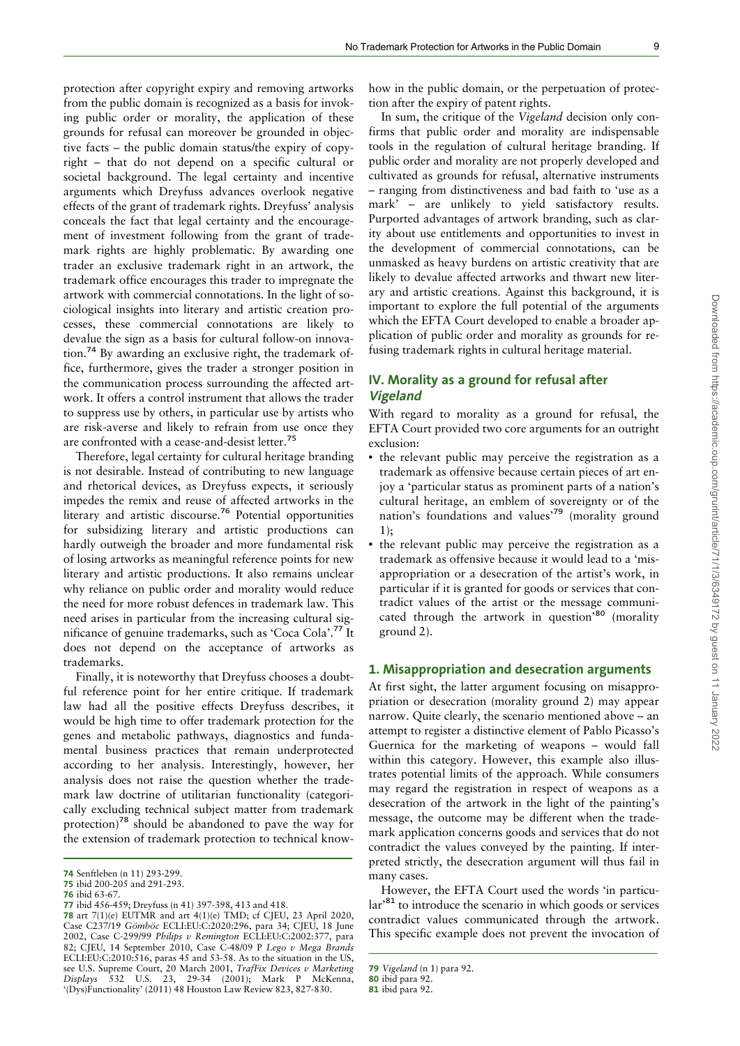protection after copyright expiry and removing artworks from the public domain is recognized as a basis for invoking public order or morality, the application of these grounds for refusal can moreover be grounded in objective facts – the public domain status/the expiry of copyright – that do not depend on a specific cultural or societal background. The legal certainty and incentive arguments which Dreyfuss advances overlook negative effects of the grant of trademark rights. Dreyfuss' analysis conceals the fact that legal certainty and the encouragement of investment following from the grant of trademark rights are highly problematic. By awarding one trader an exclusive trademark right in an artwork, the trademark office encourages this trader to impregnate the artwork with commercial connotations. In the light of sociological insights into literary and artistic creation processes, these commercial connotations are likely to devalue the sign as a basis for cultural follow-on innovation.[74] By awarding an exclusive right, the trademark office, furthermore, gives the trader a stronger position in the communication process surrounding the affected artwork. It offers a control instrument that allows the trader to suppress use by others, in particular use by artists who are risk-averse and likely to refrain from use once they are confronted with a cease-and-desist letter.[75]

Therefore, legal certainty for cultural heritage branding is not desirable. Instead of contributing to new language and rhetorical devices, as Dreyfuss expects, it seriously impedes the remix and reuse of affected artworks in the literary and artistic discourse.[76] Potential opportunities for subsidizing literary and artistic productions can hardly outweigh the broader and more fundamental risk of losing artworks as meaningful reference points for new literary and artistic productions. It also remains unclear why reliance on public order and morality would reduce the need for more robust defences in trademark law. This need arises in particular from the increasing cultural significance of genuine trademarks, such as 'Coca Cola'.[77] It does not depend on the acceptance of artworks as trademarks.

Finally, it is noteworthy that Dreyfuss chooses a doubtful reference point for her entire critique. If trademark law had all the positive effects Dreyfuss describes, it would be high time to offer trademark protection for the genes and metabolic pathways, diagnostics and fundamental business practices that remain underprotected according to her analysis. Interestingly, however, her analysis does not raise the question whether the trademark law doctrine of utilitarian functionality (categorically excluding technical subject matter from trademark protection)[78] should be abandoned to pave the way for the extension of trademark protection to technical know-how in the public domain, or the perpetuation of protection after the expiry of patent rights.

In sum, the critique of the *Vigeland* decision only confirms that public order and morality are indispensable tools in the regulation of cultural heritage branding. If public order and morality are not properly developed and cultivated as grounds for refusal, alternative instruments – ranging from distinctiveness and bad faith to 'use as a mark' – are unlikely to yield satisfactory results. Purported advantages of artwork branding, such as clarity about use entitlements and opportunities to invest in the development of commercial connotations, can be unmasked as heavy burdens on artistic creativity that are likely to devalue affected artworks and thwart new literary and artistic creations. Against this background, it is important to explore the full potential of the arguments which the EFTA Court developed to enable a broader application of public order and morality as grounds for refusing trademark rights in cultural heritage material.

## IV. Morality as a ground for refusal after *Vigeland*

With regard to morality as a ground for refusal, the EFTA Court provided two core arguments for an outright exclusion:

- the relevant public may perceive the registration as a trademark as offensive because certain pieces of art enjoy a 'particular status as prominent parts of a nation's cultural heritage, an emblem of sovereignty or of the nation's foundations and values'[79] (morality ground 1);
- the relevant public may perceive the registration as a trademark as offensive because it would lead to a 'misappropriation or a desecration of the artist's work, in particular if it is granted for goods or services that contradict values of the artist or the message communicated through the artwork in question'[80] (morality ground 2).

### 1. Misappropriation and desecration arguments

At first sight, the latter argument focusing on misappropriation or desecration (morality ground 2) may appear narrow. Quite clearly, the scenario mentioned above – an attempt to register a distinctive element of Pablo Picasso's Guernica for the marketing of weapons – would fall within this category. However, this example also illustrates potential limits of the approach. While consumers may regard the registration in respect of weapons as a desecration of the artwork in the light of the painting's message, the outcome may be different when the trademark application concerns goods and services that do not contradict the values conveyed by the painting. If interpreted strictly, the desecration argument will thus fail in many cases.

However, the EFTA Court used the words 'in particular'[81] to introduce the scenario in which goods or services contradict values communicated through the artwork. This specific example does not prevent the invocation of

74 Senftleben (n 11) 293-299.
75 ibid 200-205 and 291-293.
76 ibid 63-67.
77 ibid 456-459; Dreyfuss (n 41) 397-398, 413 and 418.
78 art 7(1)(e) EUTMR and art 4(1)(e) TMD; cf CJEU, 23 April 2020, Case C237/19 *Gömböc* ECLI:EU:C:2020:296, para 34; CJEU, 18 June 2002, Case C-299/99 *Philips v Remington* ECLI:EU:C:2002:377, para 82; CJEU, 14 September 2010, Case C-48/09 P *Lego v Mega Brands* ECLI:EU:C:2010:516, paras 45 and 53-58. As to the situation in the US, see U.S. Supreme Court, 20 March 2001, *TrafFix Devices v Marketing Displays* 532 U.S. 23, 29-34 (2001); Mark P McKenna, '(Dys)Functionality' (2011) 48 Houston Law Review 823, 827-830.
79 *Vigeland* (n 1) para 92.
80 ibid para 92.
81 ibid para 92.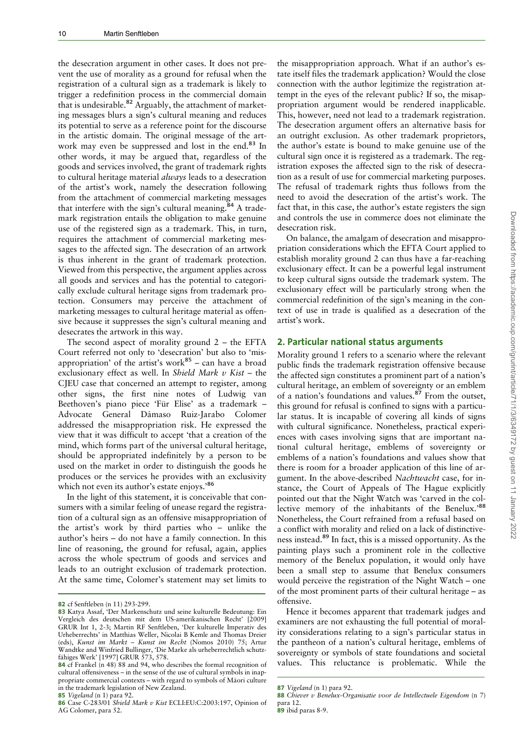the desecration argument in other cases. It does not prevent the use of morality as a ground for refusal when the registration of a cultural sign as a trademark is likely to trigger a redefinition process in the commercial domain that is undesirable.[82] Arguably, the attachment of marketing messages blurs a sign's cultural meaning and reduces its potential to serve as a reference point for the discourse in the artistic domain. The original message of the artwork may even be suppressed and lost in the end.[83] In other words, it may be argued that, regardless of the goods and services involved, the grant of trademark rights to cultural heritage material *always* leads to a desecration of the artist's work, namely the desecration following from the attachment of commercial marketing messages that interfere with the sign's cultural meaning.[84] A trademark registration entails the obligation to make genuine use of the registered sign as a trademark. This, in turn, requires the attachment of commercial marketing messages to the affected sign. The desecration of an artwork is thus inherent in the grant of trademark protection. Viewed from this perspective, the argument applies across all goods and services and has the potential to categorically exclude cultural heritage signs from trademark protection. Consumers may perceive the attachment of marketing messages to cultural heritage material as offensive because it suppresses the sign's cultural meaning and desecrates the artwork in this way.

The second aspect of morality ground 2 – the EFTA Court referred not only to 'desecration' but also to 'misappropriation' of the artist's work[85] – can have a broad exclusionary effect as well. In *Shield Mark v Kist* – the CJEU case that concerned an attempt to register, among other signs, the first nine notes of Ludwig van Beethoven's piano piece 'Für Elise' as a trademark – Advocate General Dámaso Ruiz-Jarabo Colomer addressed the misappropriation risk. He expressed the view that it was difficult to accept 'that a creation of the mind, which forms part of the universal cultural heritage, should be appropriated indefinitely by a person to be used on the market in order to distinguish the goods he produces or the services he provides with an exclusivity which not even its author's estate enjoys.'[86]

In the light of this statement, it is conceivable that consumers with a similar feeling of unease regard the registration of a cultural sign as an offensive misappropriation of the artist's work by third parties who – unlike the author's heirs – do not have a family connection. In this line of reasoning, the ground for refusal, again, applies across the whole spectrum of goods and services and leads to an outright exclusion of trademark protection. At the same time, Colomer's statement may set limits to the misappropriation approach. What if an author's estate itself files the trademark application? Would the close connection with the author legitimize the registration attempt in the eyes of the relevant public? If so, the misappropriation argument would be rendered inapplicable. This, however, need not lead to a trademark registration. The desecration argument offers an alternative basis for an outright exclusion. As other trademark proprietors, the author's estate is bound to make genuine use of the cultural sign once it is registered as a trademark. The registration exposes the affected sign to the risk of desecration as a result of use for commercial marketing purposes. The refusal of trademark rights thus follows from the need to avoid the desecration of the artist's work. The fact that, in this case, the author's estate registers the sign and controls the use in commerce does not eliminate the desecration risk.

On balance, the amalgam of desecration and misappropriation considerations which the EFTA Court applied to establish morality ground 2 can thus have a far-reaching exclusionary effect. It can be a powerful legal instrument to keep cultural signs outside the trademark system. The exclusionary effect will be particularly strong when the commercial redefinition of the sign's meaning in the context of use in trade is qualified as a desecration of the artist's work.

## 2. Particular national status arguments

Morality ground 1 refers to a scenario where the relevant public finds the trademark registration offensive because the affected sign constitutes a prominent part of a nation's cultural heritage, an emblem of sovereignty or an emblem of a nation's foundations and values.[87] From the outset, this ground for refusal is confined to signs with a particular status. It is incapable of covering all kinds of signs with cultural significance. Nonetheless, practical experiences with cases involving signs that are important national cultural heritage, emblems of sovereignty or emblems of a nation's foundations and values show that there is room for a broader application of this line of argument. In the above-described *Nachtwacht* case, for instance, the Court of Appeals of The Hague explicitly pointed out that the Night Watch was 'carved in the collective memory of the inhabitants of the Benelux.'[88] Nonetheless, the Court refrained from a refusal based on a conflict with morality and relied on a lack of distinctiveness instead.[89] In fact, this is a missed opportunity. As the painting plays such a prominent role in the collective memory of the Benelux population, it would only have been a small step to assume that Benelux consumers would perceive the registration of the Night Watch – one of the most prominent parts of their cultural heritage – as offensive.

Hence it becomes apparent that trademark judges and examiners are not exhausting the full potential of morality considerations relating to a sign's particular status in the pantheon of a nation's cultural heritage, emblems of sovereignty or symbols of state foundations and societal values. This reluctance is problematic. While the

---

82 cf Senftleben (n 11) 293-299.

83 Katya Assaf, 'Der Markenschutz und seine kulturelle Bedeutung: Ein Vergleich des deutschen mit dem US-amerikanischen Recht' [2009] GRUR Int 1, 2-3; Martin RF Senftleben, 'Der kulturelle Imperativ des Urheberrechts' in Matthias Weller, Nicolai B Kemle and Thomas Dreier (eds), *Kunst im Markt – Kunst im Recht* (Nomos 2010) 75; Artur Wandtke and Winfried Bullinger, 'Die Marke als urheberrechtlich schutzfähiges Werk' [1997] GRUR 573, 578.

84 cf Frankel (n 48) 88 and 94, who describes the formal recognition of cultural offensiveness – in the sense of the use of cultural symbols in inappropriate commercial contexts – with regard to symbols of Māori culture in the trademark legislation of New Zealand.

85 *Vigeland* (n 1) para 92.

86 Case C-283/01 *Shield Mark v Kist* ECLI:EU:C:2003:197, Opinion of AG Colomer, para 52.

87 *Vigeland* (n 1) para 92.

88 *Chiever v Benelux-Organisatie voor de Intellectuele Eigendom* (n 7) para 12.

89 ibid paras 8-9.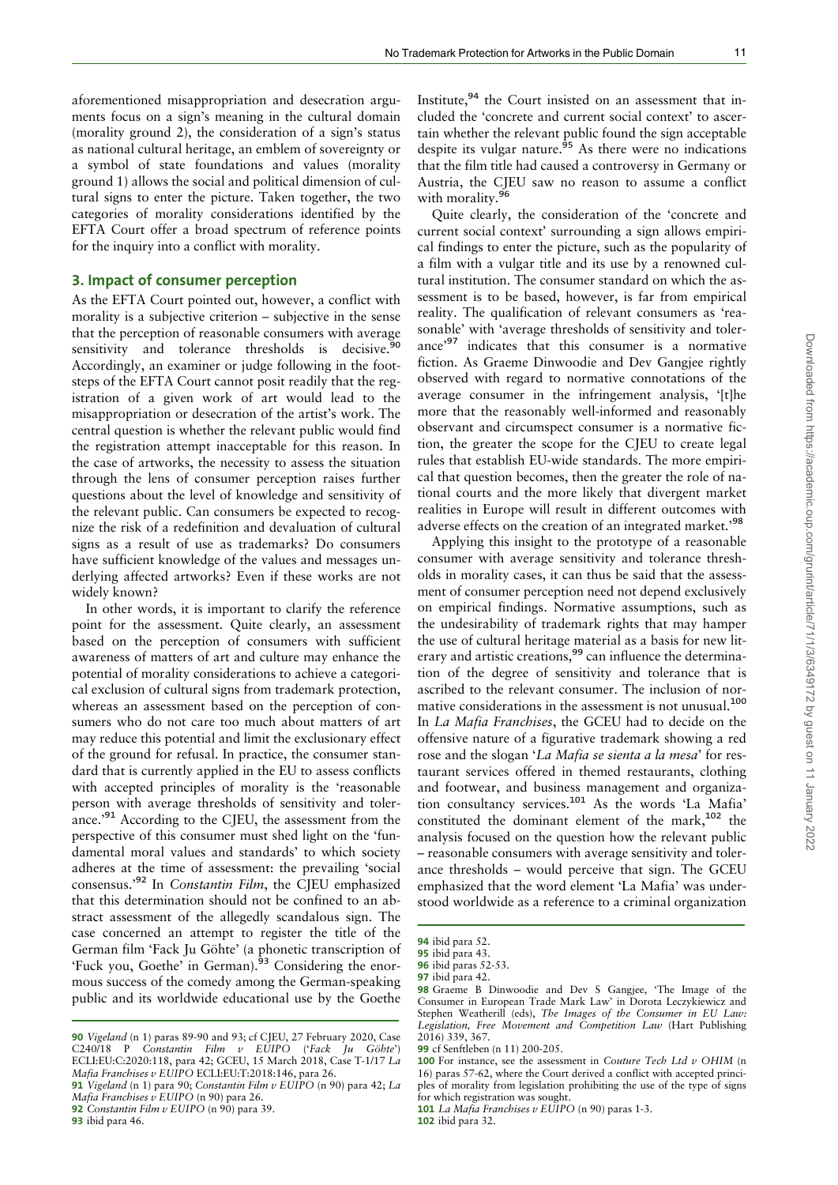aforementioned misappropriation and desecration arguments focus on a sign's meaning in the cultural domain (morality ground 2), the consideration of a sign's status as national cultural heritage, an emblem of sovereignty or a symbol of state foundations and values (morality ground 1) allows the social and political dimension of cultural signs to enter the picture. Taken together, the two categories of morality considerations identified by the EFTA Court offer a broad spectrum of reference points for the inquiry into a conflict with morality.

## 3. Impact of consumer perception

As the EFTA Court pointed out, however, a conflict with morality is a subjective criterion – subjective in the sense that the perception of reasonable consumers with average sensitivity and tolerance thresholds is decisive.[90] Accordingly, an examiner or judge following in the footsteps of the EFTA Court cannot posit readily that the registration of a given work of art would lead to the misappropriation or desecration of the artist's work. The central question is whether the relevant public would find the registration attempt inacceptable for this reason. In the case of artworks, the necessity to assess the situation through the lens of consumer perception raises further questions about the level of knowledge and sensitivity of the relevant public. Can consumers be expected to recognize the risk of a redefinition and devaluation of cultural signs as a result of use as trademarks? Do consumers have sufficient knowledge of the values and messages underlying affected artworks? Even if these works are not widely known?

In other words, it is important to clarify the reference point for the assessment. Quite clearly, an assessment based on the perception of consumers with sufficient awareness of matters of art and culture may enhance the potential of morality considerations to achieve a categorical exclusion of cultural signs from trademark protection, whereas an assessment based on the perception of consumers who do not care too much about matters of art may reduce this potential and limit the exclusionary effect of the ground for refusal. In practice, the consumer standard that is currently applied in the EU to assess conflicts with accepted principles of morality is the 'reasonable person with average thresholds of sensitivity and tolerance.'[91] According to the CJEU, the assessment from the perspective of this consumer must shed light on the 'fundamental moral values and standards' to which society adheres at the time of assessment: the prevailing 'social consensus.'[92] In *Constantin Film*, the CJEU emphasized that this determination should not be confined to an abstract assessment of the allegedly scandalous sign. The case concerned an attempt to register the title of the German film 'Fack Ju Göhte' (a phonetic transcription of 'Fuck you, Goethe' in German).[93] Considering the enormous success of the comedy among the German-speaking public and its worldwide educational use by the Goethe Institute,[94] the Court insisted on an assessment that included the 'concrete and current social context' to ascertain whether the relevant public found the sign acceptable despite its vulgar nature.[95] As there were no indications that the film title had caused a controversy in Germany or Austria, the CJEU saw no reason to assume a conflict with morality.[96]

Quite clearly, the consideration of the 'concrete and current social context' surrounding a sign allows empirical findings to enter the picture, such as the popularity of a film with a vulgar title and its use by a renowned cultural institution. The consumer standard on which the assessment is to be based, however, is far from empirical reality. The qualification of relevant consumers as 'reasonable' with 'average thresholds of sensitivity and tolerance'[97] indicates that this consumer is a normative fiction. As Graeme Dinwoodie and Dev Gangjee rightly observed with regard to normative connotations of the average consumer in the infringement analysis, '[t]he more that the reasonably well-informed and reasonably observant and circumspect consumer is a normative fiction, the greater the scope for the CJEU to create legal rules that establish EU-wide standards. The more empirical that question becomes, then the greater the role of national courts and the more likely that divergent market realities in Europe will result in different outcomes with adverse effects on the creation of an integrated market.'[98]

Applying this insight to the prototype of a reasonable consumer with average sensitivity and tolerance thresholds in morality cases, it can thus be said that the assessment of consumer perception need not depend exclusively on empirical findings. Normative assumptions, such as the undesirability of trademark rights that may hamper the use of cultural heritage material as a basis for new literary and artistic creations,[99] can influence the determination of the degree of sensitivity and tolerance that is ascribed to the relevant consumer. The inclusion of normative considerations in the assessment is not unusual.[100] In *La Mafia Franchises*, the GCEU had to decide on the offensive nature of a figurative trademark showing a red rose and the slogan '*La Mafia se sienta a la mesa*' for restaurant services offered in themed restaurants, clothing and footwear, and business management and organization consultancy services.[101] As the words 'La Mafia' constituted the dominant element of the mark,[102] the analysis focused on the question how the relevant public – reasonable consumers with average sensitivity and tolerance thresholds – would perceive that sign. The GCEU emphasized that the word element 'La Mafia' was understood worldwide as a reference to a criminal organization

---

[90] *Vigeland* (n 1) paras 89-90 and 93; cf CJEU, 27 February 2020, Case C240/18 P *Constantin Film v EUIPO* ('*Fack Ju Göhte*') ECLI:EU:C:2020:118, para 42; GCEU, 15 March 2018, Case T-1/17 *La Mafia Franchises v EUIPO* ECLI:EU:T:2018:146, para 26.

[91] *Vigeland* (n 1) para 90; *Constantin Film v EUIPO* (n 90) para 42; *La Mafia Franchises v EUIPO* (n 90) para 26.

[92] *Constantin Film v EUIPO* (n 90) para 39.

[93] ibid para 46.

[94] ibid para 52.

[95] ibid para 43.

[96] ibid paras 52-53.

[97] ibid para 42.

[98] Graeme B Dinwoodie and Dev S Gangjee, 'The Image of the Consumer in European Trade Mark Law' in Dorota Leczykiewicz and Stephen Weatherill (eds), *The Images of the Consumer in EU Law: Legislation, Free Movement and Competition Law* (Hart Publishing 2016) 339, 367.

[99] cf Senftleben (n 11) 200-205.

[100] For instance, see the assessment in *Couture Tech Ltd v OHIM* (n 16) paras 57-62, where the Court derived a conflict with accepted principles of morality from legislation prohibiting the use of the type of signs for which registration was sought.

[101] *La Mafia Franchises v EUIPO* (n 90) paras 1-3.

[102] ibid para 32.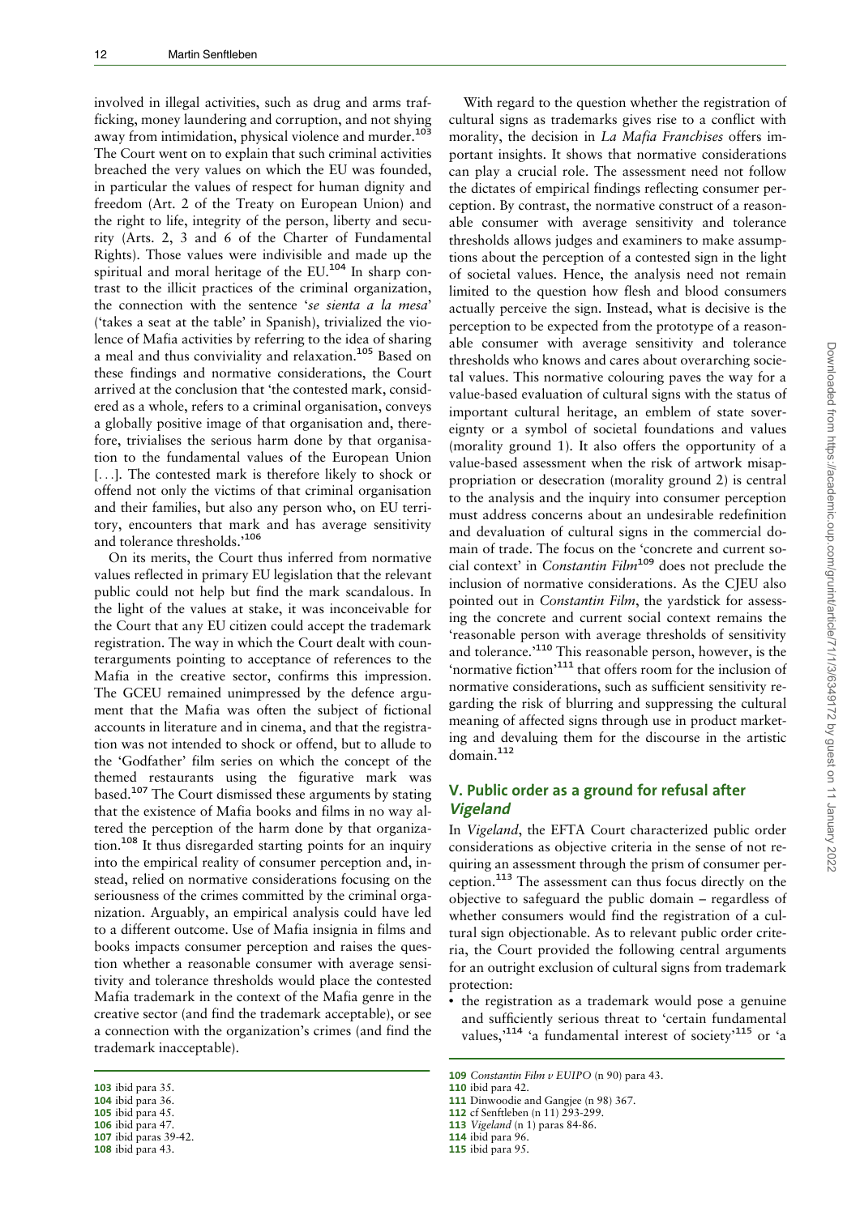involved in illegal activities, such as drug and arms trafficking, money laundering and corruption, and not shying away from intimidation, physical violence and murder.[103] The Court went on to explain that such criminal activities breached the very values on which the EU was founded, in particular the values of respect for human dignity and freedom (Art. 2 of the Treaty on European Union) and the right to life, integrity of the person, liberty and security (Arts. 2, 3 and 6 of the Charter of Fundamental Rights). Those values were indivisible and made up the spiritual and moral heritage of the EU.[104] In sharp contrast to the illicit practices of the criminal organization, the connection with the sentence '*se sienta a la mesa*' ('takes a seat at the table' in Spanish), trivialized the violence of Mafia activities by referring to the idea of sharing a meal and thus conviviality and relaxation.[105] Based on these findings and normative considerations, the Court arrived at the conclusion that 'the contested mark, considered as a whole, refers to a criminal organisation, conveys a globally positive image of that organisation and, therefore, trivialises the serious harm done by that organisation to the fundamental values of the European Union [...]. The contested mark is therefore likely to shock or offend not only the victims of that criminal organisation and their families, but also any person who, on EU territory, encounters that mark and has average sensitivity and tolerance thresholds.'[106]

On its merits, the Court thus inferred from normative values reflected in primary EU legislation that the relevant public could not help but find the mark scandalous. In the light of the values at stake, it was inconceivable for the Court that any EU citizen could accept the trademark registration. The way in which the Court dealt with counterarguments pointing to acceptance of references to the Mafia in the creative sector, confirms this impression. The GCEU remained unimpressed by the defence argument that the Mafia was often the subject of fictional accounts in literature and in cinema, and that the registration was not intended to shock or offend, but to allude to the 'Godfather' film series on which the concept of the themed restaurants using the figurative mark was based.[107] The Court dismissed these arguments by stating that the existence of Mafia books and films in no way altered the perception of the harm done by that organization.[108] It thus disregarded starting points for an inquiry into the empirical reality of consumer perception and, instead, relied on normative considerations focusing on the seriousness of the crimes committed by the criminal organization. Arguably, an empirical analysis could have led to a different outcome. Use of Mafia insignia in films and books impacts consumer perception and raises the question whether a reasonable consumer with average sensitivity and tolerance thresholds would place the contested Mafia trademark in the context of the Mafia genre in the creative sector (and find the trademark acceptable), or see a connection with the organization's crimes (and find the trademark inacceptable).

With regard to the question whether the registration of cultural signs as trademarks gives rise to a conflict with morality, the decision in *La Mafia Franchises* offers important insights. It shows that normative considerations can play a crucial role. The assessment need not follow the dictates of empirical findings reflecting consumer perception. By contrast, the normative construct of a reasonable consumer with average sensitivity and tolerance thresholds allows judges and examiners to make assumptions about the perception of a contested sign in the light of societal values. Hence, the analysis need not remain limited to the question how flesh and blood consumers actually perceive the sign. Instead, what is decisive is the perception to be expected from the prototype of a reasonable consumer with average sensitivity and tolerance thresholds who knows and cares about overarching societal values. This normative colouring paves the way for a value-based evaluation of cultural signs with the status of important cultural heritage, an emblem of state sovereignty or a symbol of societal foundations and values (morality ground 1). It also offers the opportunity of a value-based assessment when the risk of artwork misappropriation or desecration (morality ground 2) is central to the analysis and the inquiry into consumer perception must address concerns about an undesirable redefinition and devaluation of cultural signs in the commercial domain of trade. The focus on the 'concrete and current social context' in *Constantin Film*[109] does not preclude the inclusion of normative considerations. As the CJEU also pointed out in *Constantin Film*, the yardstick for assessing the concrete and current social context remains the 'reasonable person with average thresholds of sensitivity and tolerance.'[110] This reasonable person, however, is the 'normative fiction'[111] that offers room for the inclusion of normative considerations, such as sufficient sensitivity regarding the risk of blurring and suppressing the cultural meaning of affected signs through use in product marketing and devaluing them for the discourse in the artistic domain.[112]

## V. Public order as a ground for refusal after *Vigeland*

In *Vigeland*, the EFTA Court characterized public order considerations as objective criteria in the sense of not requiring an assessment through the prism of consumer perception.[113] The assessment can thus focus directly on the objective to safeguard the public domain – regardless of whether consumers would find the registration of a cultural sign objectionable. As to relevant public order criteria, the Court provided the following central arguments for an outright exclusion of cultural signs from trademark protection:

- the registration as a trademark would pose a genuine and sufficiently serious threat to 'certain fundamental values,'[114] 'a fundamental interest of society'[115] or 'a

[103] ibid para 35.
[104] ibid para 36.
[105] ibid para 45.
[106] ibid para 47.
[107] ibid paras 39-42.
[108] ibid para 43.
[109] *Constantin Film v EUIPO* (n 90) para 43.
[110] ibid para 42.
[111] Dinwoodie and Gangjee (n 98) 367.
[112] cf Senftleben (n 11) 293-299.
[113] *Vigeland* (n 1) paras 84-86.
[114] ibid para 96.
[115] ibid para 95.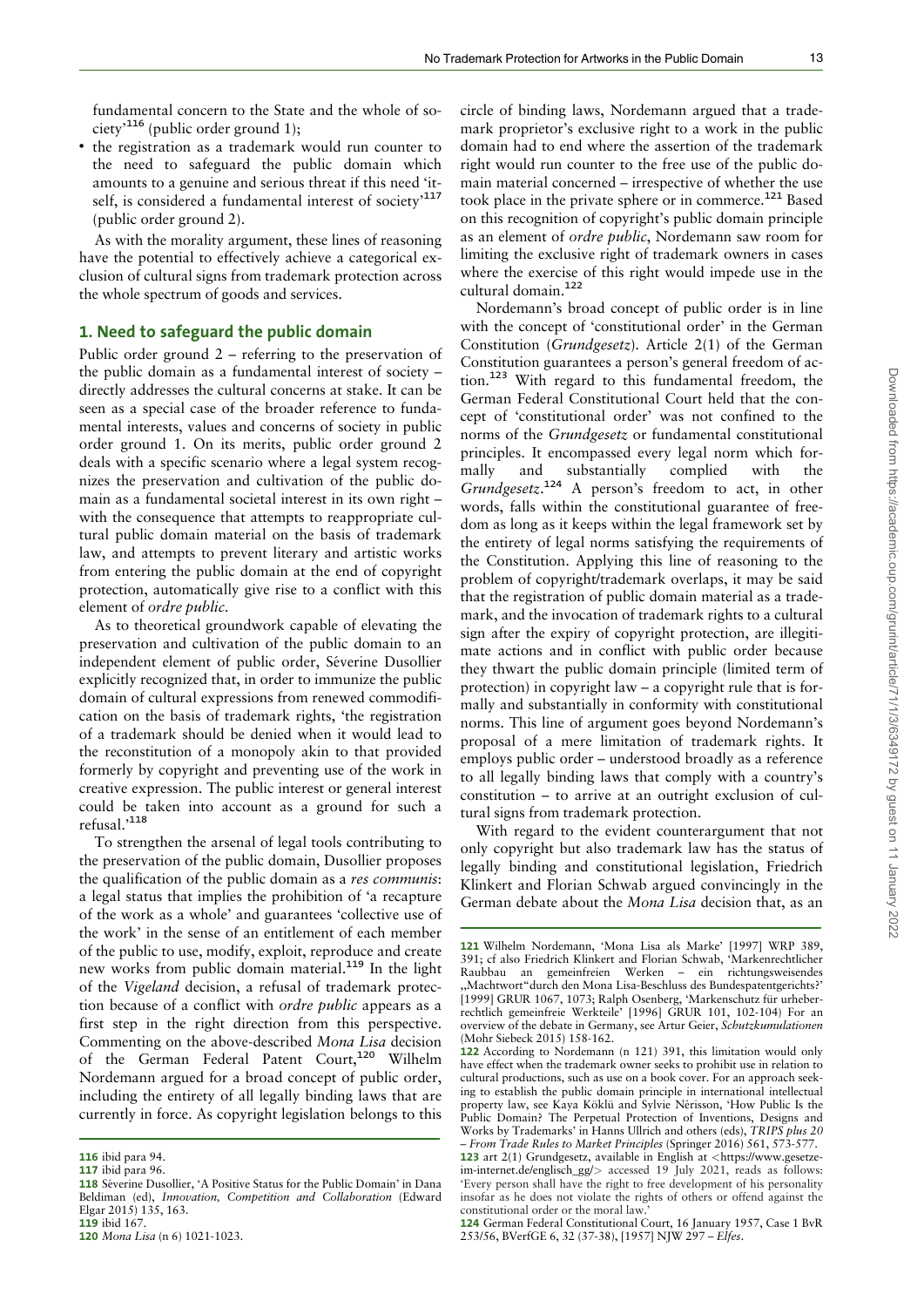fundamental concern to the State and the whole of society'[116] (public order ground 1);

- the registration as a trademark would run counter to the need to safeguard the public domain which amounts to a genuine and serious threat if this need 'itself, is considered a fundamental interest of society'[117] (public order ground 2).

As with the morality argument, these lines of reasoning have the potential to effectively achieve a categorical exclusion of cultural signs from trademark protection across the whole spectrum of goods and services.

## 1. Need to safeguard the public domain

Public order ground 2 – referring to the preservation of the public domain as a fundamental interest of society – directly addresses the cultural concerns at stake. It can be seen as a special case of the broader reference to fundamental interests, values and concerns of society in public order ground 1. On its merits, public order ground 2 deals with a specific scenario where a legal system recognizes the preservation and cultivation of the public domain as a fundamental societal interest in its own right – with the consequence that attempts to reappropriate cultural public domain material on the basis of trademark law, and attempts to prevent literary and artistic works from entering the public domain at the end of copyright protection, automatically give rise to a conflict with this element of *ordre public*.

As to theoretical groundwork capable of elevating the preservation and cultivation of the public domain to an independent element of public order, Séverine Dusollier explicitly recognized that, in order to immunize the public domain of cultural expressions from renewed commodification on the basis of trademark rights, 'the registration of a trademark should be denied when it would lead to the reconstitution of a monopoly akin to that provided formerly by copyright and preventing use of the work in creative expression. The public interest or general interest could be taken into account as a ground for such a refusal.'[118]

To strengthen the arsenal of legal tools contributing to the preservation of the public domain, Dusollier proposes the qualification of the public domain as a *res communis*: a legal status that implies the prohibition of 'a recapture of the work as a whole' and guarantees 'collective use of the work' in the sense of an entitlement of each member of the public to use, modify, exploit, reproduce and create new works from public domain material.[119] In the light of the *Vigeland* decision, a refusal of trademark protection because of a conflict with *ordre public* appears as a first step in the right direction from this perspective. Commenting on the above-described *Mona Lisa* decision of the German Federal Patent Court,[120] Wilhelm Nordemann argued for a broad concept of public order, including the entirety of all legally binding laws that are currently in force. As copyright legislation belongs to this circle of binding laws, Nordemann argued that a trademark proprietor's exclusive right to a work in the public domain had to end where the assertion of the trademark right would run counter to the free use of the public domain material concerned – irrespective of whether the use took place in the private sphere or in commerce.[121] Based on this recognition of copyright's public domain principle as an element of *ordre public*, Nordemann saw room for limiting the exclusive right of trademark owners in cases where the exercise of this right would impede use in the cultural domain.[122]

Nordemann's broad concept of public order is in line with the concept of 'constitutional order' in the German Constitution (*Grundgesetz*). Article 2(1) of the German Constitution guarantees a person's general freedom of action.[123] With regard to this fundamental freedom, the German Federal Constitutional Court held that the concept of 'constitutional order' was not confined to the norms of the *Grundgesetz* or fundamental constitutional principles. It encompassed every legal norm which formally and substantially complied with the *Grundgesetz*.[124] A person's freedom to act, in other words, falls within the constitutional guarantee of freedom as long as it keeps within the legal framework set by the entirety of legal norms satisfying the requirements of the Constitution. Applying this line of reasoning to the problem of copyright/trademark overlaps, it may be said that the registration of public domain material as a trademark, and the invocation of trademark rights to a cultural sign after the expiry of copyright protection, are illegitimate actions and in conflict with public order because they thwart the public domain principle (limited term of protection) in copyright law – a copyright rule that is formally and substantially in conformity with constitutional norms. This line of argument goes beyond Nordemann's proposal of a mere limitation of trademark rights. It employs public order – understood broadly as a reference to all legally binding laws that comply with a country's constitution – to arrive at an outright exclusion of cultural signs from trademark protection.

With regard to the evident counterargument that not only copyright but also trademark law has the status of legally binding and constitutional legislation, Friedrich Klinkert and Florian Schwab argued convincingly in the German debate about the *Mona Lisa* decision that, as an

---

116 ibid para 94.

117 ibid para 96.

118 Séverine Dusollier, 'A Positive Status for the Public Domain' in Dana Beldiman (ed), *Innovation, Competition and Collaboration* (Edward Elgar 2015) 135, 163.

119 ibid 167.

120 *Mona Lisa* (n 6) 1021-1023.

121 Wilhelm Nordemann, 'Mona Lisa als Marke' [1997] WRP 389, 391; cf also Friedrich Klinkert and Florian Schwab, 'Markenrechtlicher Raubbau an gemeinfreien Werken – ein richtungsweisendes „Machtwort"durch den Mona Lisa-Beschluss des Bundespatentgerichts?' [1999] GRUR 1067, 1073; Ralph Osenberg, 'Markenschutz für urheberrechtlich gemeinfreie Werkteile' [1996] GRUR 101, 102-104) For an overview of the debate in Germany, see Artur Geier, *Schutzkumulationen* (Mohr Siebeck 2015) 158-162.

122 According to Nordemann (n 121) 391, this limitation would only have effect when the trademark owner seeks to prohibit use in relation to cultural productions, such as use on a book cover. For an approach seeking to establish the public domain principle in international intellectual property law, see Kaya Köklü and Sylvie Nérisson, 'How Public Is the Public Domain? The Perpetual Protection of Inventions, Designs and Works by Trademarks' in Hanns Ullrich and others (eds), *TRIPS plus 20 – From Trade Rules to Market Principles* (Springer 2016) 561, 573-577.

123 art 2(1) Grundgesetz, available in English at <https://www.gesetze-im-internet.de/englisch_gg/> accessed 19 July 2021, reads as follows: 'Every person shall have the right to free development of his personality insofar as he does not violate the rights of others or offend against the constitutional order or the moral law.'

124 German Federal Constitutional Court, 16 January 1957, Case 1 BvR 253/56, BVerfGE 6, 32 (37-38), [1957] NJW 297 – *Elfes*.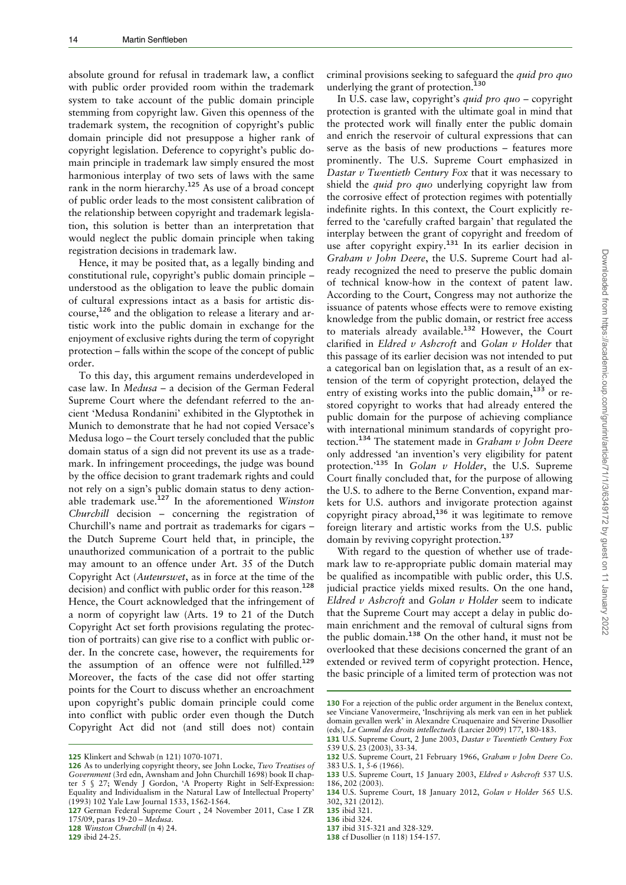absolute ground for refusal in trademark law, a conflict with public order provided room within the trademark system to take account of the public domain principle stemming from copyright law. Given this openness of the trademark system, the recognition of copyright's public domain principle did not presuppose a higher rank of copyright legislation. Deference to copyright's public domain principle in trademark law simply ensured the most harmonious interplay of two sets of laws with the same rank in the norm hierarchy.[125] As use of a broad concept of public order leads to the most consistent calibration of the relationship between copyright and trademark legislation, this solution is better than an interpretation that would neglect the public domain principle when taking registration decisions in trademark law.

Hence, it may be posited that, as a legally binding and constitutional rule, copyright's public domain principle – understood as the obligation to leave the public domain of cultural expressions intact as a basis for artistic discourse,[126] and the obligation to release a literary and artistic work into the public domain in exchange for the enjoyment of exclusive rights during the term of copyright protection – falls within the scope of the concept of public order.

To this day, this argument remains underdeveloped in case law. In *Medusa* – a decision of the German Federal Supreme Court where the defendant referred to the ancient 'Medusa Rondanini' exhibited in the Glyptothek in Munich to demonstrate that he had not copied Versace's Medusa logo – the Court tersely concluded that the public domain status of a sign did not prevent its use as a trademark. In infringement proceedings, the judge was bound by the office decision to grant trademark rights and could not rely on a sign's public domain status to deny actionable trademark use.[127] In the aforementioned *Winston Churchill* decision – concerning the registration of Churchill's name and portrait as trademarks for cigars – the Dutch Supreme Court held that, in principle, the unauthorized communication of a portrait to the public may amount to an offence under Art. 35 of the Dutch Copyright Act (*Auteurswet*, as in force at the time of the decision) and conflict with public order for this reason.[128] Hence, the Court acknowledged that the infringement of a norm of copyright law (Arts. 19 to 21 of the Dutch Copyright Act set forth provisions regulating the protection of portraits) can give rise to a conflict with public order. In the concrete case, however, the requirements for the assumption of an offence were not fulfilled.[129] Moreover, the facts of the case did not offer starting points for the Court to discuss whether an encroachment upon copyright's public domain principle could come into conflict with public order even though the Dutch Copyright Act did not (and still does not) contain criminal provisions seeking to safeguard the *quid pro quo* underlying the grant of protection.[130]

In U.S. case law, copyright's *quid pro quo* – copyright protection is granted with the ultimate goal in mind that the protected work will finally enter the public domain and enrich the reservoir of cultural expressions that can serve as the basis of new productions – features more prominently. The U.S. Supreme Court emphasized in *Dastar v Twentieth Century Fox* that it was necessary to shield the *quid pro quo* underlying copyright law from the corrosive effect of protection regimes with potentially indefinite rights. In this context, the Court explicitly referred to the 'carefully crafted bargain' that regulated the interplay between the grant of copyright and freedom of use after copyright expiry.[131] In its earlier decision in *Graham v John Deere*, the U.S. Supreme Court had already recognized the need to preserve the public domain of technical know-how in the context of patent law. According to the Court, Congress may not authorize the issuance of patents whose effects were to remove existing knowledge from the public domain, or restrict free access to materials already available.[132] However, the Court clarified in *Eldred v Ashcroft* and *Golan v Holder* that this passage of its earlier decision was not intended to put a categorical ban on legislation that, as a result of an extension of the term of copyright protection, delayed the entry of existing works into the public domain,[133] or restored copyright to works that had already entered the public domain for the purpose of achieving compliance with international minimum standards of copyright protection.[134] The statement made in *Graham v John Deere* only addressed 'an invention's very eligibility for patent protection.'[135] In *Golan v Holder*, the U.S. Supreme Court finally concluded that, for the purpose of allowing the U.S. to adhere to the Berne Convention, expand markets for U.S. authors and invigorate protection against copyright piracy abroad,[136] it was legitimate to remove foreign literary and artistic works from the U.S. public domain by reviving copyright protection.[137]

With regard to the question of whether use of trademark law to re-appropriate public domain material may be qualified as incompatible with public order, this U.S. judicial practice yields mixed results. On the one hand, *Eldred v Ashcroft* and *Golan v Holder* seem to indicate that the Supreme Court may accept a delay in public domain enrichment and the removal of cultural signs from the public domain.[138] On the other hand, it must not be overlooked that these decisions concerned the grant of an extended or revived term of copyright protection. Hence, the basic principle of a limited term of protection was not

---

125 Klinkert and Schwab (n 121) 1070-1071.

126 As to underlying copyright theory, see John Locke, *Two Treatises of Government* (3rd edn, Awnsham and John Churchill 1698) book II chapter 5 § 27; Wendy J Gordon, 'A Property Right in Self-Expression: Equality and Individualism in the Natural Law of Intellectual Property' (1993) 102 Yale Law Journal 1533, 1562-1564.

127 German Federal Supreme Court , 24 November 2011, Case I ZR 175/09, paras 19-20 – *Medusa*.

128 *Winston Churchill* (n 4) 24.

129 ibid 24-25.

130 For a rejection of the public order argument in the Benelux context, see Vinciane Vanovermeire, 'Inschrijving als merk van een in het publiek domain gevallen werk' in Alexandre Cruquenaire and Séverine Dusollier (eds), *Le Cumul des droits intellectuels* (Larcier 2009) 177, 180-183.

131 U.S. Supreme Court, 2 June 2003, *Dastar v Twentieth Century Fox* 539 U.S. 23 (2003), 33-34.

132 U.S. Supreme Court, 21 February 1966, *Graham v John Deere Co*. 383 U.S. 1, 5-6 (1966).

133 U.S. Supreme Court, 15 January 2003, *Eldred v Ashcroft* 537 U.S. 186, 202 (2003).

134 U.S. Supreme Court, 18 January 2012, *Golan v Holder* 565 U.S. 302, 321 (2012).

135 ibid 321.

136 ibid 324.

137 ibid 315-321 and 328-329.

138 cf Dusollier (n 118) 154-157.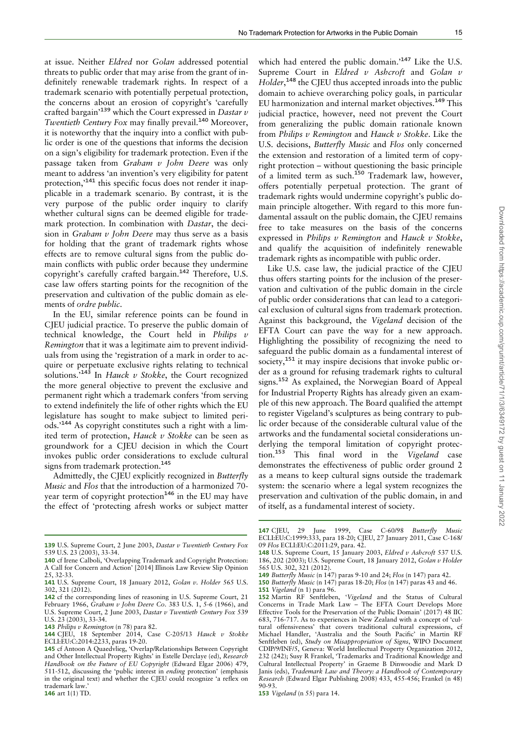at issue. Neither *Eldred* nor *Golan* addressed potential threats to public order that may arise from the grant of indefinitely renewable trademark rights. In respect of a trademark scenario with potentially perpetual protection, the concerns about an erosion of copyright's 'carefully crafted bargain'[139] which the Court expressed in *Dastar v Twentieth Century Fox* may finally prevail.[140] Moreover, it is noteworthy that the inquiry into a conflict with public order is one of the questions that informs the decision on a sign's eligibility for trademark protection. Even if the passage taken from *Graham v John Deere* was only meant to address 'an invention's very eligibility for patent protection,'[141] this specific focus does not render it inapplicable in a trademark scenario. By contrast, it is the very purpose of the public order inquiry to clarify whether cultural signs can be deemed eligible for trademark protection. In combination with *Dastar*, the decision in *Graham v John Deere* may thus serve as a basis for holding that the grant of trademark rights whose effects are to remove cultural signs from the public domain conflicts with public order because they undermine copyright's carefully crafted bargain.[142] Therefore, U.S. case law offers starting points for the recognition of the preservation and cultivation of the public domain as elements of *ordre public*.

In the EU, similar reference points can be found in CJEU judicial practice. To preserve the public domain of technical knowledge, the Court held in *Philips v Remington* that it was a legitimate aim to prevent individuals from using the 'registration of a mark in order to acquire or perpetuate exclusive rights relating to technical solutions.'[143] In *Hauck v Stokke*, the Court recognized the more general objective to prevent the exclusive and permanent right which a trademark confers 'from serving to extend indefinitely the life of other rights which the EU legislature has sought to make subject to limited periods.'[144] As copyright constitutes such a right with a limited term of protection, *Hauck v Stokke* can be seen as groundwork for a CJEU decision in which the Court invokes public order considerations to exclude cultural signs from trademark protection.[145]

Admittedly, the CJEU explicitly recognized in *Butterfly Music* and *Flos* that the introduction of a harmonized 70-year term of copyright protection[146] in the EU may have the effect of 'protecting afresh works or subject matter which had entered the public domain.'[147] Like the U.S. Supreme Court in *Eldred v Ashcroft* and *Golan v Holder*,[148] the CJEU thus accepted inroads into the public domain to achieve overarching policy goals, in particular EU harmonization and internal market objectives.[149] This judicial practice, however, need not prevent the Court from generalizing the public domain rationale known from *Philips v Remington* and *Hauck v Stokke*. Like the U.S. decisions, *Butterfly Music* and *Flos* only concerned the extension and restoration of a limited term of copyright protection – without questioning the basic principle of a limited term as such.[150] Trademark law, however, offers potentially perpetual protection. The grant of trademark rights would undermine copyright's public domain principle altogether. With regard to this more fundamental assault on the public domain, the CJEU remains free to take measures on the basis of the concerns expressed in *Philips v Remington* and *Hauck v Stokke*, and qualify the acquisition of indefinitely renewable trademark rights as incompatible with public order.

Like U.S. case law, the judicial practice of the CJEU thus offers starting points for the inclusion of the preservation and cultivation of the public domain in the circle of public order considerations that can lead to a categorical exclusion of cultural signs from trademark protection. Against this background, the *Vigeland* decision of the EFTA Court can pave the way for a new approach. Highlighting the possibility of recognizing the need to safeguard the public domain as a fundamental interest of society,[151] it may inspire decisions that invoke public order as a ground for refusing trademark rights to cultural signs.[152] As explained, the Norwegian Board of Appeal for Industrial Property Rights has already given an example of this new approach. The Board qualified the attempt to register Vigeland's sculptures as being contrary to public order because of the considerable cultural value of the artworks and the fundamental societal considerations underlying the temporal limitation of copyright protection.[153] This final word in the *Vigeland* case demonstrates the effectiveness of public order ground 2 as a means to keep cultural signs outside the trademark system: the scenario where a legal system recognizes the preservation and cultivation of the public domain, in and of itself, as a fundamental interest of society.

---

139 U.S. Supreme Court, 2 June 2003, *Dastar v Twentieth Century Fox* 539 U.S. 23 (2003), 33-34.

140 cf Irene Calboli, 'Overlapping Trademark and Copyright Protection: A Call for Concern and Action' [2014] Illinois Law Review Slip Opinion 25, 32-33.

141 U.S. Supreme Court, 18 January 2012, *Golan v. Holder* 565 U.S. 302, 321 (2012).

142 cf the corresponding lines of reasoning in U.S. Supreme Court, 21 February 1966, *Graham v John Deere Co.* 383 U.S. 1, 5-6 (1966), and U.S. Supreme Court, 2 June 2003, *Dastar v Twentieth Century Fox* 539 U.S. 23 (2003), 33-34.

143 *Philips v Remington* (n 78) para 82.

144 CJEU, 18 September 2014, Case C-205/13 *Hauck v Stokke* ECLI:EU:C:2014:2233, paras 19-20.

145 cf Antoon A Quaedvlieg, 'Overlap/Relationships Between Copyright and Other Intellectual Property Rights' in Estelle Derclaye (ed), *Research Handbook on the Future of EU Copyright* (Edward Elgar 2006) 479, 511-512, discussing the 'public interest in *ending* protection' (emphasis in the original text) and whether the CJEU could recognize 'a reflex on trademark law.'

146 art 1(1) TD.

147 CJEU, 29 June 1999, Case C-60/98 *Butterfly Music* ECLI:EU:C:1999:333, para 18-20; CJEU, 27 January 2011, Case C-168/09 *Flos* ECLI:EU:C:2011:29, para. 42.

148 U.S. Supreme Court, 15 January 2003, *Eldred v Ashcroft* 537 U.S. 186, 202 (2003); U.S. Supreme Court, 18 January 2012, *Golan v Holder* 565 U.S. 302, 321 (2012).

149 *Butterfly Music* (n 147) paras 9-10 and 24; *Flos* (n 147) para 42.

150 *Butterfly Music* (n 147) paras 18-20; *Flos* (n 147) paras 43 and 46.

151 *Vigeland* (n 1) para 96.

152 Martin RF Senftleben, '*Vigeland* and the Status of Cultural Concerns in Trade Mark Law – The EFTA Court Develops More Effective Tools for the Preservation of the Public Domain' (2017) 48 IIC 683, 716-717. As to experiences in New Zealand with a concept of 'cultural offensiveness' that covers traditional cultural expressions, cf Michael Handler, 'Australia and the South Pacific' in Martin RF Senftleben (ed), *Study on Misappropriation of Signs*, WIPO Document CDIP/9/INF/5, Geneva: World Intellectual Property Organization 2012, 232 (242); Susy R Frankel, 'Trademarks and Traditional Knowledge and Cultural Intellectual Property' in Graeme B Dinwoodie and Mark D Janis (eds), *Trademark Law and Theory: a Handbook of Contemporary Research* (Edward Elgar Publishing 2008) 433, 455-456; Frankel (n 48) 90-93.

153 *Vigeland* (n 55) para 14.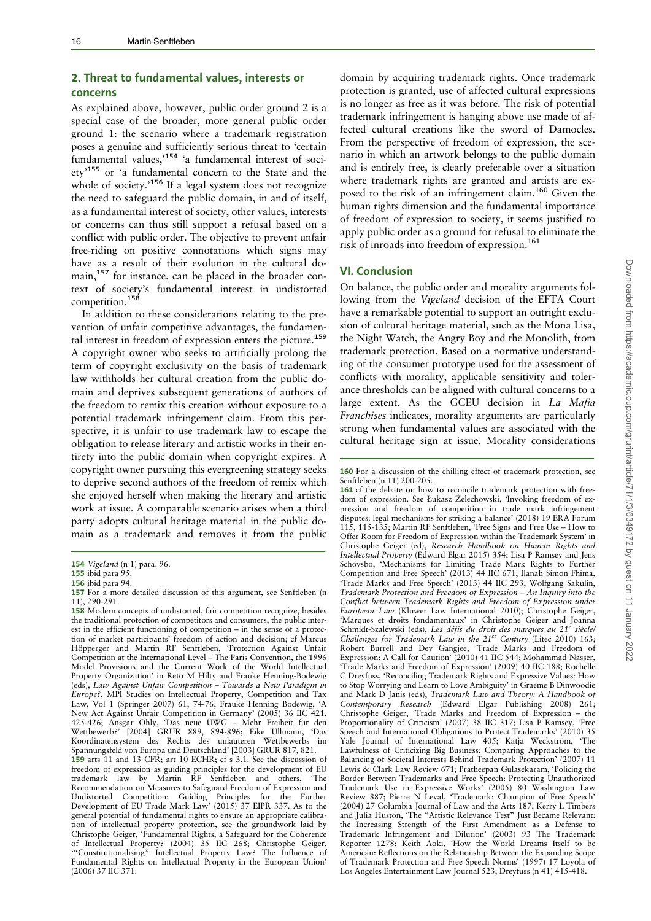## 2. Threat to fundamental values, interests or concerns

As explained above, however, public order ground 2 is a special case of the broader, more general public order ground 1: the scenario where a trademark registration poses a genuine and sufficiently serious threat to 'certain fundamental values,'[154] 'a fundamental interest of society'[155] or 'a fundamental concern to the State and the whole of society.'[156] If a legal system does not recognize the need to safeguard the public domain, in and of itself, as a fundamental interest of society, other values, interests or concerns can thus still support a refusal based on a conflict with public order. The objective to prevent unfair free-riding on positive connotations which signs may have as a result of their evolution in the cultural domain,[157] for instance, can be placed in the broader context of society's fundamental interest in undistorted competition.[158]

In addition to these considerations relating to the prevention of unfair competitive advantages, the fundamental interest in freedom of expression enters the picture.[159] A copyright owner who seeks to artificially prolong the term of copyright exclusivity on the basis of trademark law withholds her cultural creation from the public domain and deprives subsequent generations of authors of the freedom to remix this creation without exposure to a potential trademark infringement claim. From this perspective, it is unfair to use trademark law to escape the obligation to release literary and artistic works in their entirety into the public domain when copyright expires. A copyright owner pursuing this evergreening strategy seeks to deprive second authors of the freedom of remix which she enjoyed herself when making the literary and artistic work at issue. A comparable scenario arises when a third party adopts cultural heritage material in the public domain as a trademark and removes it from the public domain by acquiring trademark rights. Once trademark protection is granted, use of affected cultural expressions is no longer as free as it was before. The risk of potential trademark infringement is hanging above use made of affected cultural creations like the sword of Damocles. From the perspective of freedom of expression, the scenario in which an artwork belongs to the public domain and is entirely free, is clearly preferable over a situation where trademark rights are granted and artists are exposed to the risk of an infringement claim.[160] Given the human rights dimension and the fundamental importance of freedom of expression to society, it seems justified to apply public order as a ground for refusal to eliminate the risk of inroads into freedom of expression.[161]

## VI. Conclusion

On balance, the public order and morality arguments following from the *Vigeland* decision of the EFTA Court have a remarkable potential to support an outright exclusion of cultural heritage material, such as the Mona Lisa, the Night Watch, the Angry Boy and the Monolith, from trademark protection. Based on a normative understanding of the consumer prototype used for the assessment of conflicts with morality, applicable sensitivity and tolerance thresholds can be aligned with cultural concerns to a large extent. As the GCEU decision in *La Mafia Franchises* indicates, morality arguments are particularly strong when fundamental values are associated with the cultural heritage sign at issue. Morality considerations

---

154 *Vigeland* (n 1) para. 96.

155 ibid para 95.

156 ibid para 94.

157 For a more detailed discussion of this argument, see Senftleben (n 11), 290-291.

158 Modern concepts of undistorted, fair competition recognize, besides the traditional protection of competitors and consumers, the public interest in the efficient functioning of competition – in the sense of a protection of market participants' freedom of action and decision; cf Marcus Höpperger and Martin RF Senftleben, 'Protection Against Unfair Competition at the International Level – The Paris Convention, the 1996 Model Provisions and the Current Work of the World Intellectual Property Organization' in Reto M Hilty and Frauke Henning-Bodewig (eds), *Law Against Unfair Competition – Towards a New Paradigm in Europe?*, MPI Studies on Intellectual Property, Competition and Tax Law, Vol 1 (Springer 2007) 61, 74-76; Frauke Henning Bodewig, 'A New Act Against Unfair Competition in Germany' (2005) 36 IIC 421, 425-426; Ansgar Ohly, 'Das neue UWG – Mehr Freiheit für den Wettbewerb?' [2004] GRUR 889, 894-896; Eike Ullmann, 'Das Koordinatensystem des Rechts des unlauteren Wettbewerbs im Spannungsfeld von Europa und Deutschland' [2003] GRUR 817, 821.

159 arts 11 and 13 CFR; art 10 ECHR; cf s 3.1. See the discussion of freedom of expression as guiding principles for the development of EU trademark law by Martin RF Senftleben and others, 'The Recommendation on Measures to Safeguard Freedom of Expression and Undistorted Competition: Guiding Principles for the Further Development of EU Trade Mark Law' (2015) 37 EIPR 337. As to the general potential of fundamental rights to ensure an appropriate calibration of intellectual property protection, see the groundwork laid by Christophe Geiger, 'Fundamental Rights, a Safeguard for the Coherence of Intellectual Property? (2004) 35 IIC 268; Christophe Geiger, '"Constitutionalising" Intellectual Property Law? The Influence of Fundamental Rights on Intellectual Property in the European Union' (2006) 37 IIC 371.

160 For a discussion of the chilling effect of trademark protection, see Senftleben (n 11) 200-205.

161 cf the debate on how to reconcile trademark protection with freedom of expression. See Łukasz Żelechowski, 'Invoking freedom of expression and freedom of competition in trade mark infringement disputes: legal mechanisms for striking a balance' (2018) 19 ERA Forum 115, 115-135; Martin RF Senftleben, 'Free Signs and Free Use – How to Offer Room for Freedom of Expression within the Trademark System' in Christophe Geiger (ed), *Research Handbook on Human Rights and Intellectual Property* (Edward Elgar 2015) 354; Lisa P Ramsey and Jens Schovsbo, 'Mechanisms for Limiting Trade Mark Rights to Further Competition and Free Speech' (2013) 44 IIC 671; Ilanah Simon Fhima, 'Trade Marks and Free Speech' (2013) 44 IIC 293; Wolfgang Sakulin, *Trademark Protection and Freedom of Expression – An Inquiry into the Conflict between Trademark Rights and Freedom of Expression under European Law* (Kluwer Law International 2010); Christophe Geiger, 'Marques et droits fondamentaux' in Christophe Geiger and Joanna Schmidt-Szalewski (eds), *Les défis du droit des marques au 21e siècle/Challenges for Trademark Law in the 21st Century* (Litec 2010) 163; Robert Burrell and Dev Gangjee, 'Trade Marks and Freedom of Expression: A Call for Caution' (2010) 41 IIC 544; Mohammad Nasser, 'Trade Marks and Freedom of Expression' (2009) 40 IIC 188; Rochelle C Dreyfuss, 'Reconciling Trademark Rights and Expressive Values: How to Stop Worrying and Learn to Love Ambiguity' in Graeme B Dinwoodie and Mark D Janis (eds), *Trademark Law and Theory: A Handbook of Contemporary Research* (Edward Elgar Publishing 2008) 261; Christophe Geiger, 'Trade Marks and Freedom of Expression – the Proportionality of Criticism' (2007) 38 IIC 317; Lisa P Ramsey, 'Free Speech and International Obligations to Protect Trademarks' (2010) 35 Yale Journal of International Law 405; Katja Weckström, 'The Lawfulness of Criticizing Big Business: Comparing Approaches to the Balancing of Societal Interests Behind Trademark Protection' (2007) 11 Lewis & Clark Law Review 671; Pratheepan Gulasekaram, 'Policing the Border Between Trademarks and Free Speech: Protecting Unauthorized Trademark Use in Expressive Works' (2005) 80 Washington Law Review 887; Pierre N Leval, 'Trademark: Champion of Free Speech' (2004) 27 Columbia Journal of Law and the Arts 187; Kerry L Timbers and Julia Huston, 'The "Artistic Relevance Test" Just Became Relevant: the Increasing Strength of the First Amendment as a Defense to Trademark Infringement and Dilution' (2003) 93 The Trademark Reporter 1278; Keith Aoki, 'How the World Dreams Itself to be American: Reflections on the Relationship Between the Expanding Scope of Trademark Protection and Free Speech Norms' (1997) 17 Loyola of Los Angeles Entertainment Law Journal 523; Dreyfuss (n 41) 415-418.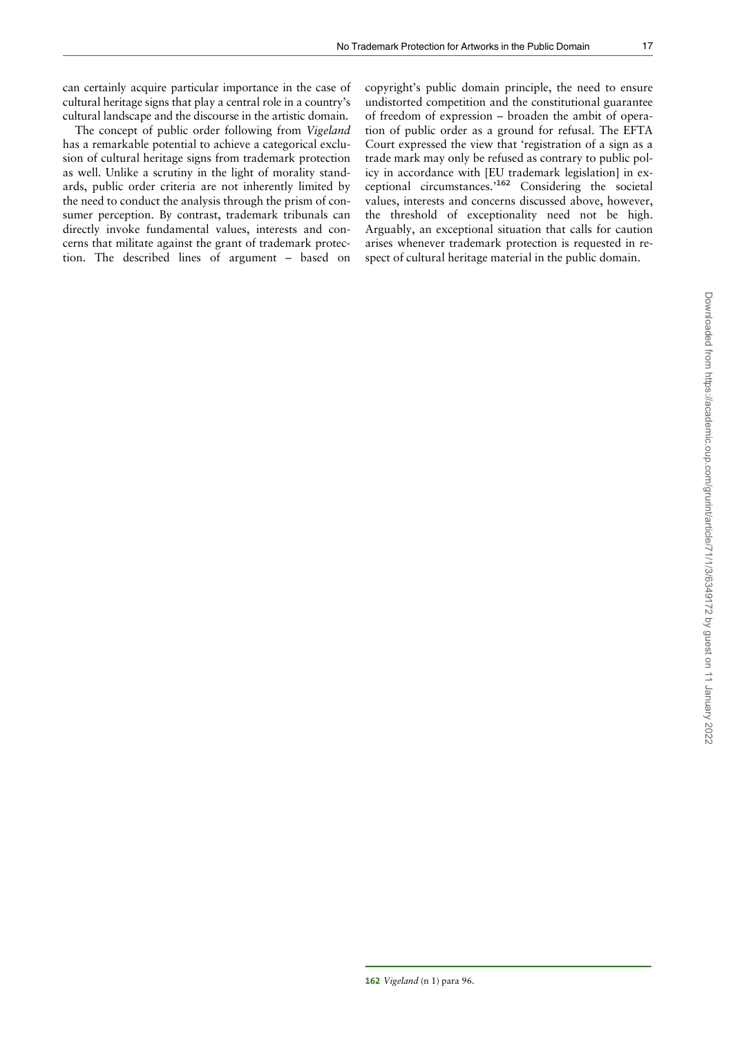can certainly acquire particular importance in the case of cultural heritage signs that play a central role in a country's cultural landscape and the discourse in the artistic domain.

The concept of public order following from *Vigeland* has a remarkable potential to achieve a categorical exclusion of cultural heritage signs from trademark protection as well. Unlike a scrutiny in the light of morality standards, public order criteria are not inherently limited by the need to conduct the analysis through the prism of consumer perception. By contrast, trademark tribunals can directly invoke fundamental values, interests and concerns that militate against the grant of trademark protection. The described lines of argument – based on copyright's public domain principle, the need to ensure undistorted competition and the constitutional guarantee of freedom of expression – broaden the ambit of operation of public order as a ground for refusal. The EFTA Court expressed the view that 'registration of a sign as a trade mark may only be refused as contrary to public policy in accordance with [EU trademark legislation] in exceptional circumstances.'[162] Considering the societal values, interests and concerns discussed above, however, the threshold of exceptionality need not be high. Arguably, an exceptional situation that calls for caution arises whenever trademark protection is requested in respect of cultural heritage material in the public domain.

---

162 *Vigeland* (n 1) para 96.